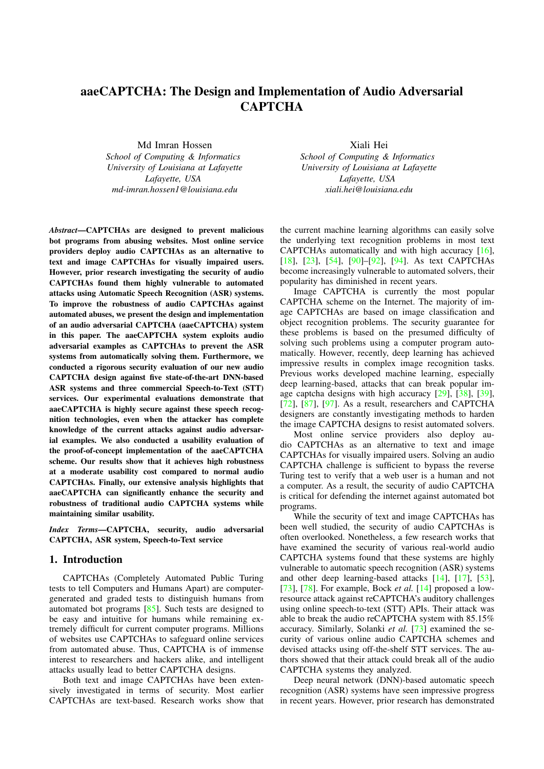# aaeCAPTCHA: The Design and Implementation of Audio Adversarial CAPTCHA

Md Imran Hossen
*School of Computing & Informatics*
*University of Louisiana at Lafayette*
*Lafayette, USA*
*md-imran.hossen1@louisiana.edu*

Xiali Hei
*School of Computing & Informatics*
*University of Louisiana at Lafayette*
*Lafayette, USA*
*xiali.hei@louisiana.edu*

***Abstract*—CAPTCHAs are designed to prevent malicious bot programs from abusing websites. Most online service providers deploy audio CAPTCHAs as an alternative to text and image CAPTCHAs for visually impaired users. However, prior research investigating the security of audio CAPTCHAs found them highly vulnerable to automated attacks using Automatic Speech Recognition (ASR) systems. To improve the robustness of audio CAPTCHAs against automated abuses, we present the design and implementation of an audio adversarial CAPTCHA (aaeCAPTCHA) system in this paper. The aaeCAPTCHA system exploits audio adversarial examples as CAPTCHAs to prevent the ASR systems from automatically solving them. Furthermore, we conducted a rigorous security evaluation of our new audio CAPTCHA design against five state-of-the-art DNN-based ASR systems and three commercial Speech-to-Text (STT) services. Our experimental evaluations demonstrate that aaeCAPTCHA is highly secure against these speech recognition technologies, even when the attacker has complete knowledge of the current attacks against audio adversarial examples. We also conducted a usability evaluation of the proof-of-concept implementation of the aaeCAPTCHA scheme. Our results show that it achieves high robustness at a moderate usability cost compared to normal audio CAPTCHAs. Finally, our extensive analysis highlights that aaeCAPTCHA can significantly enhance the security and robustness of traditional audio CAPTCHA systems while maintaining similar usability.**

***Index Terms*—CAPTCHA, security, audio adversarial CAPTCHA, ASR system, Speech-to-Text service**

## 1. Introduction

CAPTCHAs (Completely Automated Public Turing tests to tell Computers and Humans Apart) are computer-generated and graded tests to distinguish humans from automated bot programs [85]. Such tests are designed to be easy and intuitive for humans while remaining extremely difficult for current computer programs. Millions of websites use CAPTCHAs to safeguard online services from automated abuse. Thus, CAPTCHA is of immense interest to researchers and hackers alike, and intelligent attacks usually lead to better CAPTCHA designs.

Both text and image CAPTCHAs have been extensively investigated in terms of security. Most earlier CAPTCHAs are text-based. Research works show that the current machine learning algorithms can easily solve the underlying text recognition problems in most text CAPTCHAs automatically and with high accuracy [16], [18], [23], [54], [90]–[92], [94]. As text CAPTCHAs become increasingly vulnerable to automated solvers, their popularity has diminished in recent years.

Image CAPTCHA is currently the most popular CAPTCHA scheme on the Internet. The majority of image CAPTCHAs are based on image classification and object recognition problems. The security guarantee for these problems is based on the presumed difficulty of solving such problems using a computer program automatically. However, recently, deep learning has achieved impressive results in complex image recognition tasks. Previous works developed machine learning, especially deep learning-based, attacks that can break popular image captcha designs with high accuracy [29], [38], [39], [72], [87], [97]. As a result, researchers and CAPTCHA designers are constantly investigating methods to harden the image CAPTCHA designs to resist automated solvers.

Most online service providers also deploy audio CAPTCHAs as an alternative to text and image CAPTCHAs for visually impaired users. Solving an audio CAPTCHA challenge is sufficient to bypass the reverse Turing test to verify that a web user is a human and not a computer. As a result, the security of audio CAPTCHA is critical for defending the internet against automated bot programs.

While the security of text and image CAPTCHAs has been well studied, the security of audio CAPTCHAs is often overlooked. Nonetheless, a few research works that have examined the security of various real-world audio CAPTCHA systems found that these systems are highly vulnerable to automatic speech recognition (ASR) systems and other deep learning-based attacks [14], [17], [53], [73], [78]. For example, Bock *et al.* [14] proposed a low-resource attack against reCAPTCHA's auditory challenges using online speech-to-text (STT) APIs. Their attack was able to break the audio reCAPTCHA system with 85.15% accuracy. Similarly, Solanki *et al.* [73] examined the security of various online audio CAPTCHA schemes and devised attacks using off-the-shelf STT services. The authors showed that their attack could break all of the audio CAPTCHA systems they analyzed.

Deep neural network (DNN)-based automatic speech recognition (ASR) systems have seen impressive progress in recent years. However, prior research has demonstrated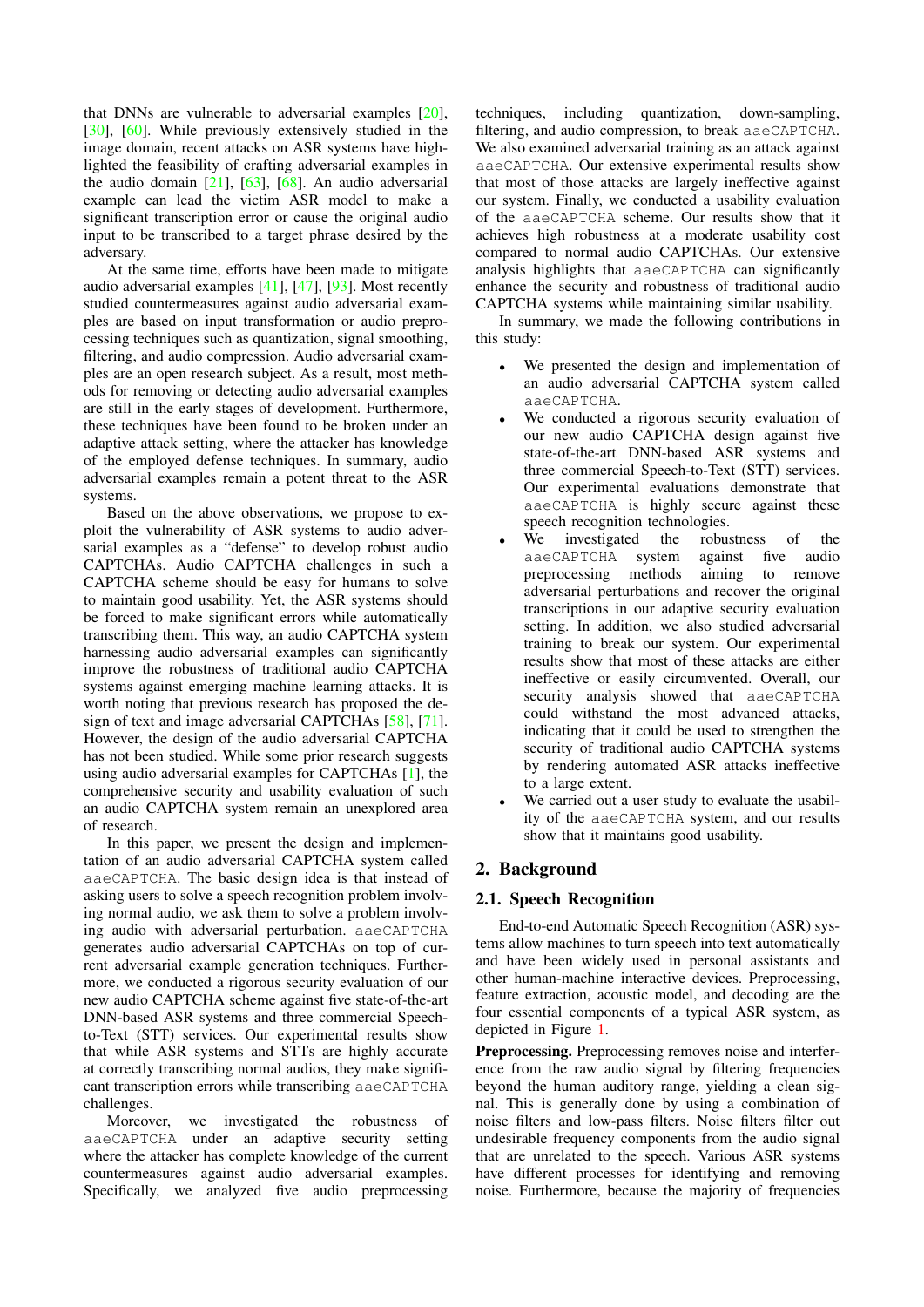that DNNs are vulnerable to adversarial examples [20], [30], [60]. While previously extensively studied in the image domain, recent attacks on ASR systems have highlighted the feasibility of crafting adversarial examples in the audio domain [21], [63], [68]. An audio adversarial example can lead the victim ASR model to make a significant transcription error or cause the original audio input to be transcribed to a target phrase desired by the adversary.

At the same time, efforts have been made to mitigate audio adversarial examples [41], [47], [93]. Most recently studied countermeasures against audio adversarial examples are based on input transformation or audio preprocessing techniques such as quantization, signal smoothing, filtering, and audio compression. Audio adversarial examples are an open research subject. As a result, most methods for removing or detecting audio adversarial examples are still in the early stages of development. Furthermore, these techniques have been found to be broken under an adaptive attack setting, where the attacker has knowledge of the employed defense techniques. In summary, audio adversarial examples remain a potent threat to the ASR systems.

Based on the above observations, we propose to exploit the vulnerability of ASR systems to audio adversarial examples as a "defense" to develop robust audio CAPTCHAs. Audio CAPTCHA challenges in such a CAPTCHA scheme should be easy for humans to solve to maintain good usability. Yet, the ASR systems should be forced to make significant errors while automatically transcribing them. This way, an audio CAPTCHA system harnessing audio adversarial examples can significantly improve the robustness of traditional audio CAPTCHA systems against emerging machine learning attacks. It is worth noting that previous research has proposed the design of text and image adversarial CAPTCHAs [58], [71]. However, the design of the audio adversarial CAPTCHA has not been studied. While some prior research suggests using audio adversarial examples for CAPTCHAs [1], the comprehensive security and usability evaluation of such an audio CAPTCHA system remain an unexplored area of research.

In this paper, we present the design and implementation of an audio adversarial CAPTCHA system called `aaeCAPTCHA`. The basic design idea is that instead of asking users to solve a speech recognition problem involving normal audio, we ask them to solve a problem involving audio with adversarial perturbation. `aaeCAPTCHA` generates audio adversarial CAPTCHAs on top of current adversarial example generation techniques. Furthermore, we conducted a rigorous security evaluation of our new audio CAPTCHA scheme against five state-of-the-art DNN-based ASR systems and three commercial Speech-to-Text (STT) services. Our experimental results show that while ASR systems and STTs are highly accurate at correctly transcribing normal audios, they make significant transcription errors while transcribing `aaeCAPTCHA` challenges.

Moreover, we investigated the robustness of `aaeCAPTCHA` under an adaptive security setting where the attacker has complete knowledge of the current countermeasures against audio adversarial examples. Specifically, we analyzed five audio preprocessing techniques, including quantization, down-sampling, filtering, and audio compression, to break `aaeCAPTCHA`. We also examined adversarial training as an attack against `aaeCAPTCHA`. Our extensive experimental results show that most of those attacks are largely ineffective against our system. Finally, we conducted a usability evaluation of the `aaeCAPTCHA` scheme. Our results show that it achieves high robustness at a moderate usability cost compared to normal audio CAPTCHAs. Our extensive analysis highlights that `aaeCAPTCHA` can significantly enhance the security and robustness of traditional audio CAPTCHA systems while maintaining similar usability.

In summary, we made the following contributions in this study:

- We presented the design and implementation of an audio adversarial CAPTCHA system called `aaeCAPTCHA`.
- We conducted a rigorous security evaluation of our new audio CAPTCHA design against five state-of-the-art DNN-based ASR systems and three commercial Speech-to-Text (STT) services. Our experimental evaluations demonstrate that `aaeCAPTCHA` is highly secure against these speech recognition technologies.
- We investigated the robustness of the `aaeCAPTCHA` system against five audio preprocessing methods aiming to remove adversarial perturbations and recover the original transcriptions in our adaptive security evaluation setting. In addition, we also studied adversarial training to break our system. Our experimental results show that most of these attacks are either ineffective or easily circumvented. Overall, our security analysis showed that `aaeCAPTCHA` could withstand the most advanced attacks, indicating that it could be used to strengthen the security of traditional audio CAPTCHA systems by rendering automated ASR attacks ineffective to a large extent.
- We carried out a user study to evaluate the usability of the `aaeCAPTCHA` system, and our results show that it maintains good usability.

## 2. Background

### 2.1. Speech Recognition

End-to-end Automatic Speech Recognition (ASR) systems allow machines to turn speech into text automatically and have been widely used in personal assistants and other human-machine interactive devices. Preprocessing, feature extraction, acoustic model, and decoding are the four essential components of a typical ASR system, as depicted in Figure 1.

**Preprocessing.** Preprocessing removes noise and interference from the raw audio signal by filtering frequencies beyond the human auditory range, yielding a clean signal. This is generally done by using a combination of noise filters and low-pass filters. Noise filters filter out undesirable frequency components from the audio signal that are unrelated to the speech. Various ASR systems have different processes for identifying and removing noise. Furthermore, because the majority of frequencies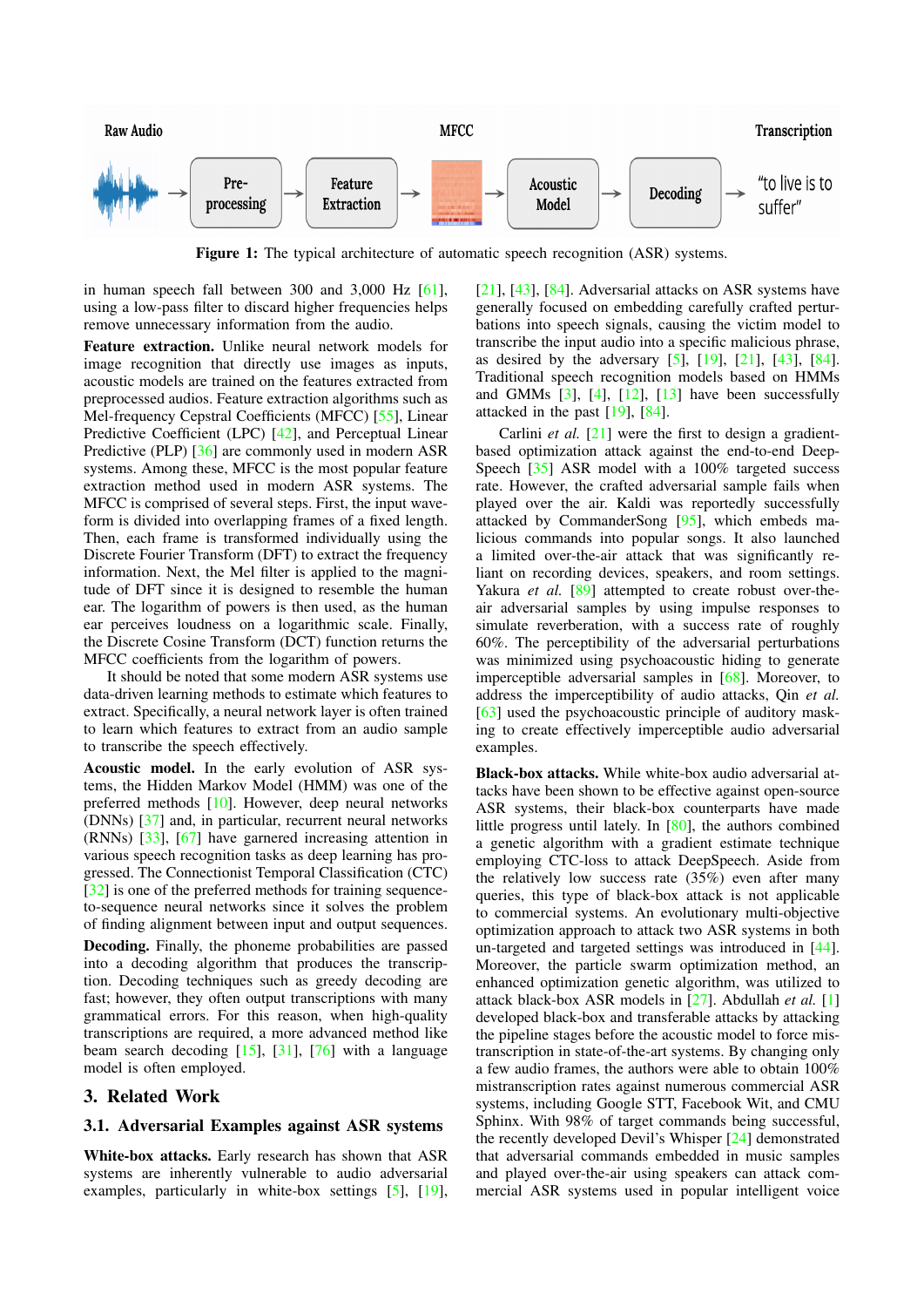Raw Audio → Pre-processing → Feature Extraction → MFCC → Acoustic Model → Decoding → Transcription "to live is to suffer"

**Figure 1:** The typical architecture of automatic speech recognition (ASR) systems.

in human speech fall between 300 and 3,000 Hz [61], using a low-pass filter to discard higher frequencies helps remove unnecessary information from the audio.

**Feature extraction.** Unlike neural network models for image recognition that directly use images as inputs, acoustic models are trained on the features extracted from preprocessed audios. Feature extraction algorithms such as Mel-frequency Cepstral Coefficients (MFCC) [55], Linear Predictive Coefficient (LPC) [42], and Perceptual Linear Predictive (PLP) [36] are commonly used in modern ASR systems. Among these, MFCC is the most popular feature extraction method used in modern ASR systems. The MFCC is comprised of several steps. First, the input waveform is divided into overlapping frames of a fixed length. Then, each frame is transformed individually using the Discrete Fourier Transform (DFT) to extract the frequency information. Next, the Mel filter is applied to the magnitude of DFT since it is designed to resemble the human ear. The logarithm of powers is then used, as the human ear perceives loudness on a logarithmic scale. Finally, the Discrete Cosine Transform (DCT) function returns the MFCC coefficients from the logarithm of powers.

It should be noted that some modern ASR systems use data-driven learning methods to estimate which features to extract. Specifically, a neural network layer is often trained to learn which features to extract from an audio sample to transcribe the speech effectively.

**Acoustic model.** In the early evolution of ASR systems, the Hidden Markov Model (HMM) was one of the preferred methods [10]. However, deep neural networks (DNNs) [37] and, in particular, recurrent neural networks (RNNs) [33], [67] have garnered increasing attention in various speech recognition tasks as deep learning has progressed. The Connectionist Temporal Classification (CTC) [32] is one of the preferred methods for training sequence-to-sequence neural networks since it solves the problem of finding alignment between input and output sequences.

**Decoding.** Finally, the phoneme probabilities are passed into a decoding algorithm that produces the transcription. Decoding techniques such as greedy decoding are fast; however, they often output transcriptions with many grammatical errors. For this reason, when high-quality transcriptions are required, a more advanced method like beam search decoding [15], [31], [76] with a language model is often employed.

## 3. Related Work

### 3.1. Adversarial Examples against ASR systems

**White-box attacks.** Early research has shown that ASR systems are inherently vulnerable to audio adversarial examples, particularly in white-box settings [5], [19], [21], [43], [84]. Adversarial attacks on ASR systems have generally focused on embedding carefully crafted perturbations into speech signals, causing the victim model to transcribe the input audio into a specific malicious phrase, as desired by the adversary [5], [19], [21], [43], [84]. Traditional speech recognition models based on HMMs and GMMs [3], [4], [12], [13] have been successfully attacked in the past [19], [84].

Carlini *et al.* [21] were the first to design a gradient-based optimization attack against the end-to-end DeepSpeech [35] ASR model with a 100% targeted success rate. However, the crafted adversarial sample fails when played over the air. Kaldi was reportedly successfully attacked by CommanderSong [95], which embeds malicious commands into popular songs. It also launched a limited over-the-air attack that was significantly reliant on recording devices, speakers, and room settings. Yakura *et al.* [89] attempted to create robust over-the-air adversarial samples by using impulse responses to simulate reverberation, with a success rate of roughly 60%. The perceptibility of the adversarial perturbations was minimized using psychoacoustic hiding to generate imperceptible adversarial samples in [68]. Moreover, to address the imperceptibility of audio attacks, Qin *et al.* [63] used the psychoacoustic principle of auditory masking to create effectively imperceptible audio adversarial examples.

**Black-box attacks.** While white-box audio adversarial attacks have been shown to be effective against open-source ASR systems, their black-box counterparts have made little progress until lately. In [80], the authors combined a genetic algorithm with a gradient estimate technique employing CTC-loss to attack DeepSpeech. Aside from the relatively low success rate (35%) even after many queries, this type of black-box attack is not applicable to commercial systems. An evolutionary multi-objective optimization approach to attack two ASR systems in both un-targeted and targeted settings was introduced in [44]. Moreover, the particle swarm optimization method, an enhanced optimization genetic algorithm, was utilized to attack black-box ASR models in [27]. Abdullah *et al.* [1] developed black-box and transferable attacks by attacking the pipeline stages before the acoustic model to force mistranscription in state-of-the-art systems. By changing only a few audio frames, the authors were able to obtain 100% mistranscription rates against numerous commercial ASR systems, including Google STT, Facebook Wit, and CMU Sphinx. With 98% of target commands being successful, the recently developed Devil's Whisper [24] demonstrated that adversarial commands embedded in music samples and played over-the-air using speakers can attack commercial ASR systems used in popular intelligent voice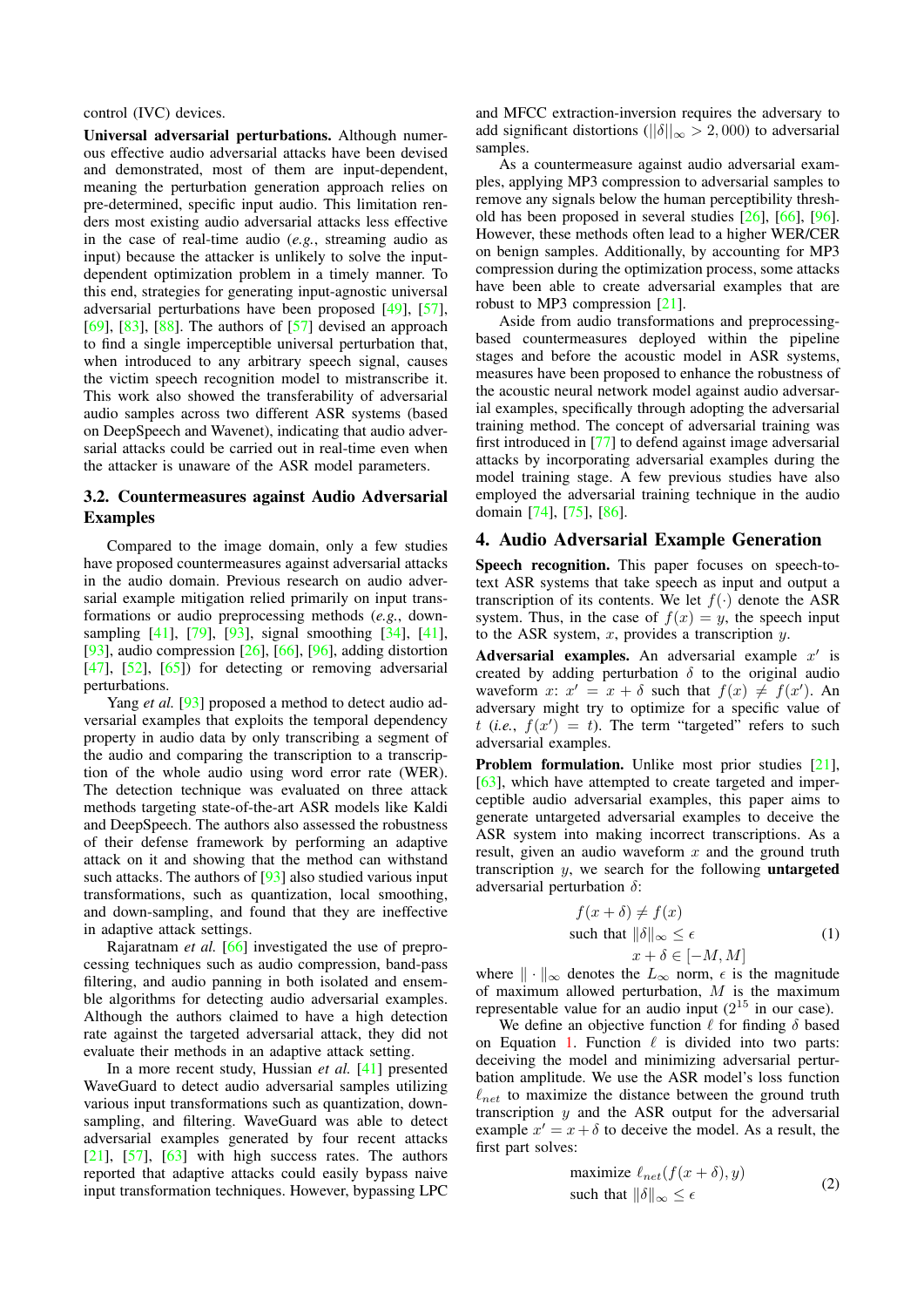control (IVC) devices.

**Universal adversarial perturbations.** Although numerous effective audio adversarial attacks have been devised and demonstrated, most of them are input-dependent, meaning the perturbation generation approach relies on pre-determined, specific input audio. This limitation renders most existing audio adversarial attacks less effective in the case of real-time audio (*e.g.*, streaming audio as input) because the attacker is unlikely to solve the input-dependent optimization problem in a timely manner. To this end, strategies for generating input-agnostic universal adversarial perturbations have been proposed [49], [57], [69], [83], [88]. The authors of [57] devised an approach to find a single imperceptible universal perturbation that, when introduced to any arbitrary speech signal, causes the victim speech recognition model to mistranscribe it. This work also showed the transferability of adversarial audio samples across two different ASR systems (based on DeepSpeech and Wavenet), indicating that audio adversarial attacks could be carried out in real-time even when the attacker is unaware of the ASR model parameters.

### 3.2. Countermeasures against Audio Adversarial Examples

Compared to the image domain, only a few studies have proposed countermeasures against adversarial attacks in the audio domain. Previous research on audio adversarial example mitigation relied primarily on input transformations or audio preprocessing methods (*e.g.*, downsampling [41], [79], [93], signal smoothing [34], [41], [93], audio compression [26], [66], [96], adding distortion [47], [52], [65]) for detecting or removing adversarial perturbations.

Yang *et al.* [93] proposed a method to detect audio adversarial examples that exploits the temporal dependency property in audio data by only transcribing a segment of the audio and comparing the transcription to a transcription of the whole audio using word error rate (WER). The detection technique was evaluated on three attack methods targeting state-of-the-art ASR models like Kaldi and DeepSpeech. The authors also assessed the robustness of their defense framework by performing an adaptive attack on it and showing that the method can withstand such attacks. The authors of [93] also studied various input transformations, such as quantization, local smoothing, and down-sampling, and found that they are ineffective in adaptive attack settings.

Rajaratnam *et al.* [66] investigated the use of preprocessing techniques such as audio compression, band-pass filtering, and audio panning in both isolated and ensemble algorithms for detecting audio adversarial examples. Although the authors claimed to have a high detection rate against the targeted adversarial attack, they did not evaluate their methods in an adaptive attack setting.

In a more recent study, Hussian *et al.* [41] presented WaveGuard to detect audio adversarial samples utilizing various input transformations such as quantization, down-sampling, and filtering. WaveGuard was able to detect adversarial examples generated by four recent attacks [21], [57], [63] with high success rates. The authors reported that adaptive attacks could easily bypass naive input transformation techniques. However, bypassing LPC and MFCC extraction-inversion requires the adversary to add significant distortions ($||\delta||_\infty > 2,000$) to adversarial samples.

As a countermeasure against audio adversarial examples, applying MP3 compression to adversarial samples to remove any signals below the human perceptibility threshold has been proposed in several studies [26], [66], [96]. However, these methods often lead to a higher WER/CER on benign samples. Additionally, by accounting for MP3 compression during the optimization process, some attacks have been able to create adversarial examples that are robust to MP3 compression [21].

Aside from audio transformations and preprocessing-based countermeasures deployed within the pipeline stages and before the acoustic model in ASR systems, measures have been proposed to enhance the robustness of the acoustic neural network model against audio adversarial examples, specifically through adopting the adversarial training method. The concept of adversarial training was first introduced in [77] to defend against image adversarial attacks by incorporating adversarial examples during the model training stage. A few previous studies have also employed the adversarial training technique in the audio domain [74], [75], [86].

## 4. Audio Adversarial Example Generation

**Speech recognition.** This paper focuses on speech-to-text ASR systems that take speech as input and output a transcription of its contents. We let $f(\cdot)$ denote the ASR system. Thus, in the case of $f(x) = y$, the speech input to the ASR system, $x$, provides a transcription $y$.

**Adversarial examples.** An adversarial example $x'$ is created by adding perturbation $\delta$ to the original audio waveform $x$: $x' = x + \delta$ such that $f(x) \neq f(x')$. An adversary might try to optimize for a specific value of $t$ (*i.e.*, $f(x') = t$). The term "targeted" refers to such adversarial examples.

**Problem formulation.** Unlike most prior studies [21], [63], which have attempted to create targeted and imperceptible audio adversarial examples, this paper aims to generate untargeted adversarial examples to deceive the ASR system into making incorrect transcriptions. As a result, given an audio waveform $x$ and the ground truth transcription $y$, we search for the following **untargeted** adversarial perturbation $\delta$:

$$
\begin{aligned}
& f(x+\delta) \neq f(x) \\
\text{such that } & \|\delta\|_\infty \leq \epsilon \\
& x+\delta \in [-M, M]
\end{aligned}
\tag{1}
$$

where $\|\cdot\|_\infty$ denotes the $L_\infty$ norm, $\epsilon$ is the magnitude of maximum allowed perturbation, $M$ is the maximum representable value for an audio input ($2^{15}$ in our case).

We define an objective function $\ell$ for finding $\delta$ based on Equation 1. Function $\ell$ is divided into two parts: deceiving the model and minimizing adversarial perturbation amplitude. We use the ASR model's loss function $\ell_{net}$ to maximize the distance between the ground truth transcription $y$ and the ASR output for the adversarial example $x' = x + \delta$ to deceive the model. As a result, the first part solves:

$$
\begin{aligned}
& \text{maximize } \ell_{net}(f(x+\delta), y) \\
& \text{such that } \|\delta\|_\infty \leq \epsilon
\end{aligned}
\tag{2}
$$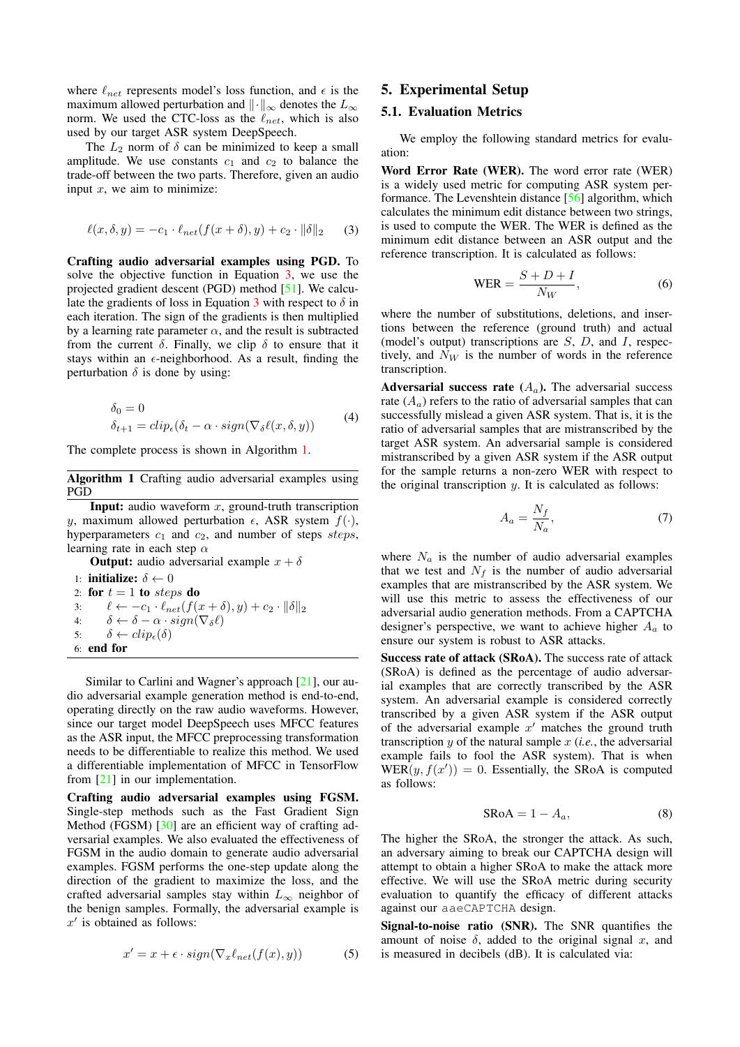where $\ell_{net}$ represents model's loss function, and $\epsilon$ is the maximum allowed perturbation and $\|\cdot\|_\infty$ denotes the $L_\infty$ norm. We used the CTC-loss as the $\ell_{net}$, which is also used by our target ASR system DeepSpeech.

The $L_2$ norm of $\delta$ can be minimized to keep a small amplitude. We use constants $c_1$ and $c_2$ to balance the trade-off between the two parts. Therefore, given an audio input $x$, we aim to minimize:

$$\ell(x, \delta, y) = -c_1 \cdot \ell_{net}(f(x+\delta), y) + c_2 \cdot \|\delta\|_2 \tag{3}$$

**Crafting audio adversarial examples using PGD.** To solve the objective function in Equation 3, we use the projected gradient descent (PGD) method [51]. We calculate the gradients of loss in Equation 3 with respect to $\delta$ in each iteration. The sign of the gradients is then multiplied by a learning rate parameter $\alpha$, and the result is subtracted from the current $\delta$. Finally, we clip $\delta$ to ensure that it stays within an $\epsilon$-neighborhood. As a result, finding the perturbation $\delta$ is done by using:

$$\begin{aligned} &\delta_0 = 0 \\ &\delta_{t+1} = clip_\epsilon(\delta_t - \alpha \cdot sign(\nabla_\delta \ell(x, \delta, y)) \end{aligned} \tag{4}$$

The complete process is shown in Algorithm 1.

**Algorithm 1** Crafting audio adversarial examples using PGD

**Input:** audio waveform $x$, ground-truth transcription $y$, maximum allowed perturbation $\epsilon$, ASR system $f(\cdot)$, hyperparameters $c_1$ and $c_2$, and number of steps $steps$, learning rate in each step $\alpha$

**Output:** audio adversarial example $x + \delta$

1: **initialize:** $\delta \leftarrow 0$
2: **for** $t = 1$ **to** $steps$ **do**
3: $\quad \ell \leftarrow -c_1 \cdot \ell_{net}(f(x+\delta), y) + c_2 \cdot \|\delta\|_2$
4: $\quad \delta \leftarrow \delta - \alpha \cdot sign(\nabla_\delta \ell)$
5: $\quad \delta \leftarrow clip_\epsilon(\delta)$
6: **end for**

Similar to Carlini and Wagner's approach [21], our audio adversarial example generation method is end-to-end, operating directly on the raw audio waveforms. However, since our target model DeepSpeech uses MFCC features as the ASR input, the MFCC preprocessing transformation needs to be differentiable to realize this method. We used a differentiable implementation of MFCC in TensorFlow from [21] in our implementation.

**Crafting audio adversarial examples using FGSM.** Single-step methods such as the Fast Gradient Sign Method (FGSM) [30] are an efficient way of crafting adversarial examples. We also evaluated the effectiveness of FGSM in the audio domain to generate audio adversarial examples. FGSM performs the one-step update along the direction of the gradient to maximize the loss, and the crafted adversarial samples stay within $L_\infty$ neighbor of the benign samples. Formally, the adversarial example is $x'$ is obtained as follows:

$$x' = x + \epsilon \cdot sign(\nabla_x \ell_{net}(f(x), y)) \tag{5}$$

## 5. Experimental Setup

### 5.1. Evaluation Metrics

We employ the following standard metrics for evaluation:

**Word Error Rate (WER).** The word error rate (WER) is a widely used metric for computing ASR system performance. The Levenshtein distance [56] algorithm, which calculates the minimum edit distance between two strings, is used to compute the WER. The WER is defined as the minimum edit distance between an ASR output and the reference transcription. It is calculated as follows:

$$\text{WER} = \frac{S + D + I}{N_W}, \tag{6}$$

where the number of substitutions, deletions, and insertions between the reference (ground truth) and actual (model's output) transcriptions are $S$, $D$, and $I$, respectively, and $N_W$ is the number of words in the reference transcription.

**Adversarial success rate ($A_a$).** The adversarial success rate ($A_a$) refers to the ratio of adversarial samples that can successfully mislead a given ASR system. That is, it is the ratio of adversarial samples that are mistranscribed by the target ASR system. An adversarial sample is considered mistranscribed by a given ASR system if the ASR output for the sample returns a non-zero WER with respect to the original transcription $y$. It is calculated as follows:

$$A_a = \frac{N_f}{N_a}, \tag{7}$$

where $N_a$ is the number of audio adversarial examples that we test and $N_f$ is the number of audio adversarial examples that are mistranscribed by the ASR system. We will use this metric to assess the effectiveness of our adversarial audio generation methods. From a CAPTCHA designer's perspective, we want to achieve higher $A_a$ to ensure our system is robust to ASR attacks.

**Success rate of attack (SRoA).** The success rate of attack (SRoA) is defined as the percentage of audio adversarial examples that are correctly transcribed by the ASR system. An adversarial example is considered correctly transcribed by a given ASR system if the ASR output of the adversarial example $x'$ matches the ground truth transcription $y$ of the natural sample $x$ (*i.e.*, the adversarial example fails to fool the ASR system). That is when $\text{WER}(y, f(x')) = 0$. Essentially, the SRoA is computed as follows:

$$\text{SRoA} = 1 - A_a, \tag{8}$$

The higher the SRoA, the stronger the attack. As such, an adversary aiming to break our CAPTCHA design will attempt to obtain a higher SRoA to make the attack more effective. We will use the SRoA metric during security evaluation to quantify the efficacy of different attacks against our `aaeCAPTCHA` design.

**Signal-to-noise ratio (SNR).** The SNR quantifies the amount of noise $\delta$, added to the original signal $x$, and is measured in decibels (dB). It is calculated via: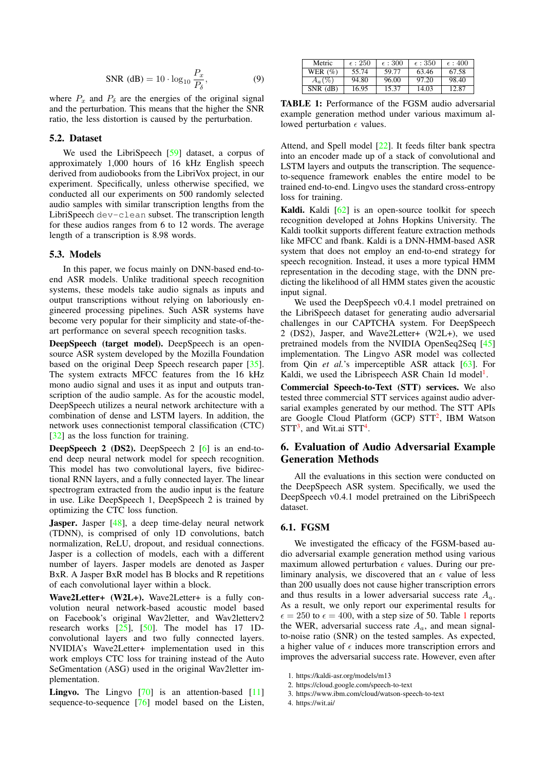$$\text{SNR (dB)} = 10 \cdot \log_{10} \frac{P_x}{P_\delta}, \tag{9}$$

where $P_x$ and $P_\delta$ are the energies of the original signal and the perturbation. This means that the higher the SNR ratio, the less distortion is caused by the perturbation.

### 5.2. Dataset

We used the LibriSpeech [59] dataset, a corpus of approximately 1,000 hours of 16 kHz English speech derived from audiobooks from the LibriVox project, in our experiment. Specifically, unless otherwise specified, we conducted all our experiments on 500 randomly selected audio samples with similar transcription lengths from the LibriSpeech `dev-clean` subset. The transcription length for these audios ranges from 6 to 12 words. The average length of a transcription is 8.98 words.

### 5.3. Models

In this paper, we focus mainly on DNN-based end-to-end ASR models. Unlike traditional speech recognition systems, these models take audio signals as inputs and output transcriptions without relying on laboriously engineered processing pipelines. Such ASR systems have become very popular for their simplicity and state-of-the-art performance on several speech recognition tasks.

**DeepSpeech (target model).** DeepSpeech is an open-source ASR system developed by the Mozilla Foundation based on the original Deep Speech research paper [35]. The system extracts MFCC features from the 16 kHz mono audio signal and uses it as input and outputs transcription of the audio sample. As for the acoustic model, DeepSpeech utilizes a neural network architecture with a combination of dense and LSTM layers. In addition, the network uses connectionist temporal classification (CTC) [32] as the loss function for training.

**DeepSpeech 2 (DS2).** DeepSpeech 2 [6] is an end-to-end deep neural network model for speech recognition. This model has two convolutional layers, five bidirectional RNN layers, and a fully connected layer. The linear spectrogram extracted from the audio input is the feature in use. Like DeepSpeech 1, DeepSpeech 2 is trained by optimizing the CTC loss function.

**Jasper.** Jasper [48], a deep time-delay neural network (TDNN), is comprised of only 1D convolutions, batch normalization, ReLU, dropout, and residual connections. Jasper is a collection of models, each with a different number of layers. Jasper models are denoted as Jasper BxR. A Jasper BxR model has B blocks and R repetitions of each convolutional layer within a block.

**Wave2Letter+ (W2L+).** Wave2Letter+ is a fully convolution neural network-based acoustic model based on Facebook's original Wav2letter, and Wav2letterv2 research works [25], [50]. The model has 17 1D-convolutional layers and two fully connected layers. NVIDIA's Wave2Letter+ implementation used in this work employs CTC loss for training instead of the Auto SeGmentation (ASG) used in the original Wav2letter implementation.

**Lingvo.** The Lingvo [70] is an attention-based [11] sequence-to-sequence [76] model based on the Listen, Attend, and Spell model [22]. It feeds filter bank spectra into an encoder made up of a stack of convolutional and LSTM layers and outputs the transcription. The sequence-to-sequence framework enables the entire model to be trained end-to-end. Lingvo uses the standard cross-entropy loss for training.

**Kaldi.** Kaldi [62] is an open-source toolkit for speech recognition developed at Johns Hopkins University. The Kaldi toolkit supports different feature extraction methods like MFCC and fbank. Kaldi is a DNN-HMM-based ASR system that does not employ an end-to-end strategy for speech recognition. Instead, it uses a more typical HMM representation in the decoding stage, with the DNN predicting the likelihood of all HMM states given the acoustic input signal.

We used the DeepSpeech v0.4.1 model pretrained on the LibriSpeech dataset for generating audio adversarial challenges in our CAPTCHA system. For DeepSpeech 2 (DS2), Jasper, and Wave2Letter+ (W2L+), we used pretrained models from the NVIDIA OpenSeq2Seq [45] implementation. The Lingvo ASR model was collected from Qin *et al.*'s imperceptible ASR attack [63]. For Kaldi, we used the Librispeech ASR Chain 1d model[1].

**Commercial Speech-to-Text (STT) services.** We also tested three commercial STT services against audio adversarial examples generated by our method. The STT APIs are Google Cloud Platform (GCP) STT[2], IBM Watson STT[3], and Wit.ai STT[4].

| Metric | $\epsilon : 250$ | $\epsilon : 300$ | $\epsilon : 350$ | $\epsilon : 400$ |
|---|---|---|---|---|
| WER (%) | 55.74 | 59.77 | 63.46 | 67.58 |
| $A_a(\%)$ | 94.80 | 96.00 | 97.20 | 98.40 |
| SNR (dB) | 16.95 | 15.37 | 14.03 | 12.87 |

**TABLE 1:** Performance of the FGSM audio adversarial example generation method under various maximum allowed perturbation $\epsilon$ values.

## 6. Evaluation of Audio Adversarial Example Generation Methods

All the evaluations in this section were conducted on the DeepSpeech ASR system. Specifically, we used the DeepSpeech v0.4.1 model pretrained on the LibriSpeech dataset.

### 6.1. FGSM

We investigated the efficacy of the FGSM-based audio adversarial example generation method using various maximum allowed perturbation $\epsilon$ values. During our preliminary analysis, we discovered that an $\epsilon$ value of less than 200 usually does not cause higher transcription errors and thus results in a lower adversarial success rate $A_a$. As a result, we only report our experimental results for $\epsilon = 250$ to $\epsilon = 400$, with a step size of 50. Table 1 reports the WER, adversarial success rate $A_a$, and mean signal-to-noise ratio (SNR) on the tested samples. As expected, a higher value of $\epsilon$ induces more transcription errors and improves the adversarial success rate. However, even after

1. https://kaldi-asr.org/models/m13
2. https://cloud.google.com/speech-to-text
3. https://www.ibm.com/cloud/watson-speech-to-text
4. https://wit.ai/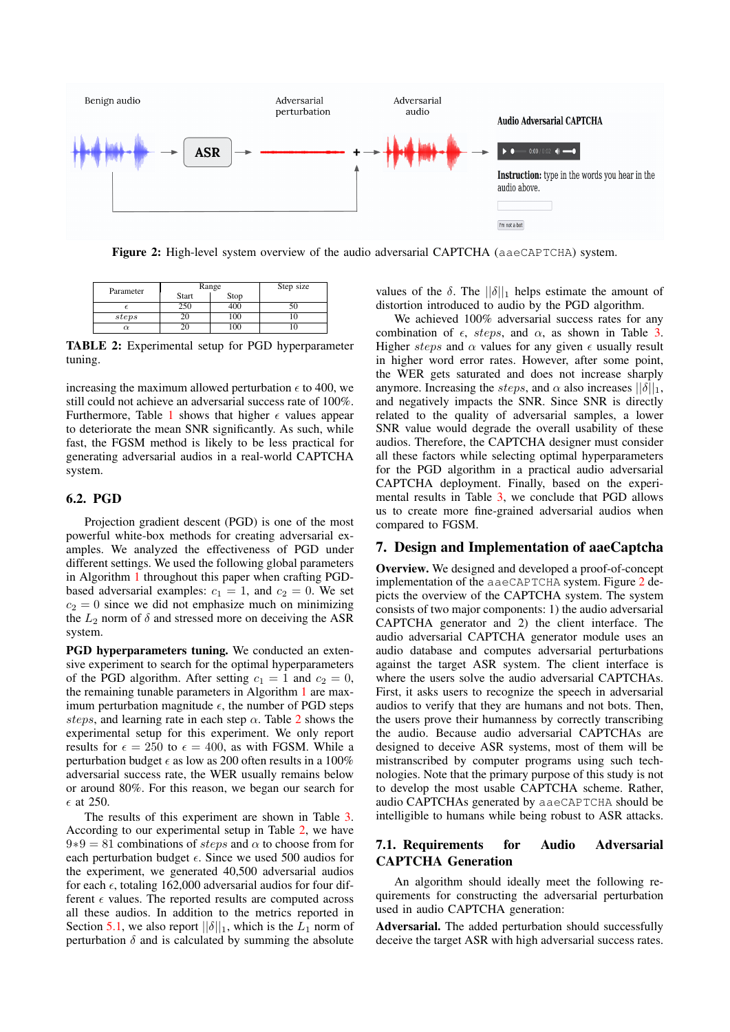Figure 2: High-level system overview of the audio adversarial CAPTCHA (aaeCAPTCHA) system.

| Parameter | Range | | Step size |
|---|---|---|---|
| | Start | Stop | |
| $\epsilon$ | 250 | 400 | 50 |
| $steps$ | 20 | 100 | 10 |
| $\alpha$ | 20 | 100 | 10 |

**TABLE 2:** Experimental setup for PGD hyperparameter tuning.

increasing the maximum allowed perturbation $\epsilon$ to 400, we still could not achieve an adversarial success rate of 100%. Furthermore, Table 1 shows that higher $\epsilon$ values appear to deteriorate the mean SNR significantly. As such, while fast, the FGSM method is likely to be less practical for generating adversarial audios in a real-world CAPTCHA system.

### 6.2. PGD

Projection gradient descent (PGD) is one of the most powerful white-box methods for creating adversarial examples. We analyzed the effectiveness of PGD under different settings. We used the following global parameters in Algorithm 1 throughout this paper when crafting PGD-based adversarial examples: $c_1 = 1$, and $c_2 = 0$. We set $c_2 = 0$ since we did not emphasize much on minimizing the $L_2$ norm of $\delta$ and stressed more on deceiving the ASR system.

**PGD hyperparameters tuning.** We conducted an extensive experiment to search for the optimal hyperparameters of the PGD algorithm. After setting $c_1 = 1$ and $c_2 = 0$, the remaining tunable parameters in Algorithm 1 are maximum perturbation magnitude $\epsilon$, the number of PGD steps $steps$, and learning rate in each step $\alpha$. Table 2 shows the experimental setup for this experiment. We only report results for $\epsilon = 250$ to $\epsilon = 400$, as with FGSM. While a perturbation budget $\epsilon$ as low as 200 often results in a 100% adversarial success rate, the WER usually remains below or around 80%. For this reason, we began our search for $\epsilon$ at 250.

The results of this experiment are shown in Table 3. According to our experimental setup in Table 2, we have $9*9 = 81$ combinations of $steps$ and $\alpha$ to choose from for each perturbation budget $\epsilon$. Since we used 500 audios for the experiment, we generated 40,500 adversarial audios for each $\epsilon$, totaling 162,000 adversarial audios for four different $\epsilon$ values. The reported results are computed across all these audios. In addition to the metrics reported in Section 5.1, we also report $||\delta||_1$, which is the $L_1$ norm of perturbation $\delta$ and is calculated by summing the absolute values of the $\delta$. The $||\delta||_1$ helps estimate the amount of distortion introduced to audio by the PGD algorithm.

We achieved 100% adversarial success rates for any combination of $\epsilon$, $steps$, and $\alpha$, as shown in Table 3. Higher $steps$ and $\alpha$ values for any given $\epsilon$ usually result in higher word error rates. However, after some point, the WER gets saturated and does not increase sharply anymore. Increasing the $steps$, and $\alpha$ also increases $||\delta||_1$, and negatively impacts the SNR. Since SNR is directly related to the quality of adversarial samples, a lower SNR value would degrade the overall usability of these audios. Therefore, the CAPTCHA designer must consider all these factors while selecting optimal hyperparameters for the PGD algorithm in a practical audio adversarial CAPTCHA deployment. Finally, based on the experimental results in Table 3, we conclude that PGD allows us to create more fine-grained adversarial audios when compared to FGSM.

## 7. Design and Implementation of aaeCaptcha

**Overview.** We designed and developed a proof-of-concept implementation of the aaeCAPTCHA system. Figure 2 depicts the overview of the CAPTCHA system. The system consists of two major components: 1) the audio adversarial CAPTCHA generator and 2) the client interface. The audio adversarial CAPTCHA generator module uses an audio database and computes adversarial perturbations against the target ASR system. The client interface is where the users solve the audio adversarial CAPTCHAs. First, it asks users to recognize the speech in adversarial audios to verify that they are humans and not bots. Then, the users prove their humanness by correctly transcribing the audio. Because audio adversarial CAPTCHAs are designed to deceive ASR systems, most of them will be mistranscribed by computer programs using such technologies. Note that the primary purpose of this study is not to develop the most usable CAPTCHA scheme. Rather, audio CAPTCHAs generated by aaeCAPTCHA should be intelligible to humans while being robust to ASR attacks.

### 7.1. Requirements for Audio Adversarial CAPTCHA Generation

An algorithm should ideally meet the following requirements for constructing the adversarial perturbation used in audio CAPTCHA generation:

**Adversarial.** The added perturbation should successfully deceive the target ASR with high adversarial success rates.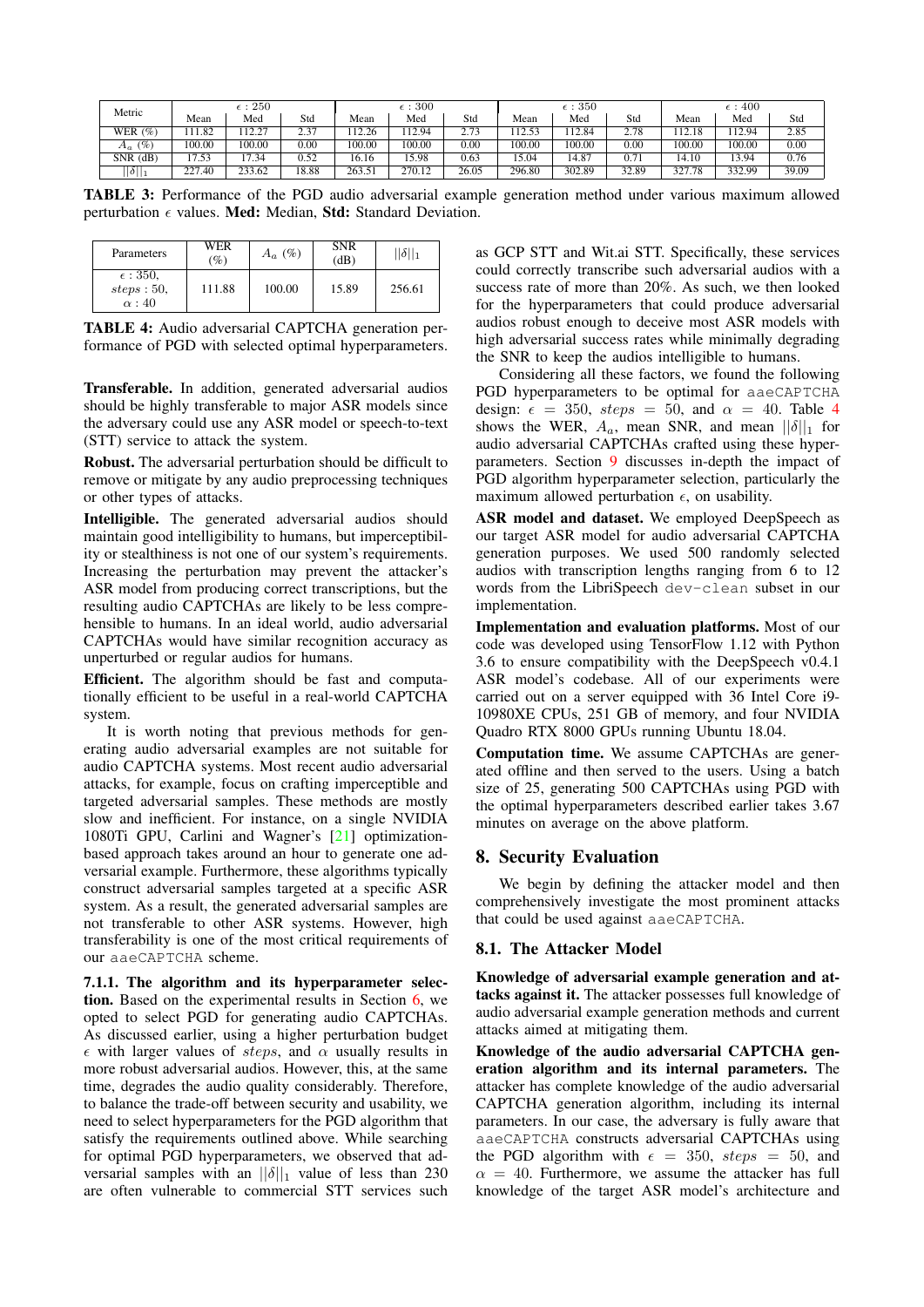| Metric | $\epsilon: 250$ | | | $\epsilon: 300$ | | | $\epsilon: 350$ | | | $\epsilon: 400$ | | |
|---|---|---|---|---|---|---|---|---|---|---|---|---|
| | Mean | Med | Std | Mean | Med | Std | Mean | Med | Std | Mean | Med | Std |
| WER (%) | 111.82 | 112.27 | 2.37 | 112.26 | 112.94 | 2.73 | 112.53 | 112.84 | 2.78 | 112.18 | 112.94 | 2.85 |
| $A_a$ (%) | 100.00 | 100.00 | 0.00 | 100.00 | 100.00 | 0.00 | 100.00 | 100.00 | 0.00 | 100.00 | 100.00 | 0.00 |
| SNR (dB) | 17.53 | 17.34 | 0.52 | 16.16 | 15.98 | 0.63 | 15.04 | 14.87 | 0.71 | 14.10 | 13.94 | 0.76 |
| $\|\|\delta\|\|_1$ | 227.40 | 233.62 | 18.88 | 263.51 | 270.12 | 26.05 | 296.80 | 302.89 | 32.89 | 327.78 | 332.99 | 39.09 |

**TABLE 3:** Performance of the PGD audio adversarial example generation method under various maximum allowed perturbation $\epsilon$ values. **Med:** Median, **Std:** Standard Deviation.

| Parameters | WER (%) | $A_a$ (%) | SNR (dB) | $\|\|\delta\|\|_1$ |
|---|---|---|---|---|
| $\epsilon: 350$, $steps: 50$, $\alpha: 40$ | 111.88 | 100.00 | 15.89 | 256.61 |

**TABLE 4:** Audio adversarial CAPTCHA generation performance of PGD with selected optimal hyperparameters.

**Transferable.** In addition, generated adversarial audios should be highly transferable to major ASR models since the adversary could use any ASR model or speech-to-text (STT) service to attack the system.

**Robust.** The adversarial perturbation should be difficult to remove or mitigate by any audio preprocessing techniques or other types of attacks.

**Intelligible.** The generated adversarial audios should maintain good intelligibility to humans, but imperceptibility or stealthiness is not one of our system's requirements. Increasing the perturbation may prevent the attacker's ASR model from producing correct transcriptions, but the resulting audio CAPTCHAs are likely to be less comprehensible to humans. In an ideal world, audio adversarial CAPTCHAs would have similar recognition accuracy as unperturbed or regular audios for humans.

**Efficient.** The algorithm should be fast and computationally efficient to be useful in a real-world CAPTCHA system.

It is worth noting that previous methods for generating audio adversarial examples are not suitable for audio CAPTCHA systems. Most recent audio adversarial attacks, for example, focus on crafting imperceptible and targeted adversarial samples. These methods are mostly slow and inefficient. For instance, on a single NVIDIA 1080Ti GPU, Carlini and Wagner's [21] optimization-based approach takes around an hour to generate one adversarial example. Furthermore, these algorithms typically construct adversarial samples targeted at a specific ASR system. As a result, the generated adversarial samples are not transferable to other ASR systems. However, high transferability is one of the most critical requirements of our `aaeCAPTCHA` scheme.

**7.1.1. The algorithm and its hyperparameter selection.** Based on the experimental results in Section 6, we opted to select PGD for generating audio CAPTCHAs. As discussed earlier, using a higher perturbation budget $\epsilon$ with larger values of $steps$, and $\alpha$ usually results in more robust adversarial audios. However, this, at the same time, degrades the audio quality considerably. Therefore, to balance the trade-off between security and usability, we need to select hyperparameters for the PGD algorithm that satisfy the requirements outlined above. While searching for optimal PGD hyperparameters, we observed that adversarial samples with an $||\delta||_1$ value of less than 230 are often vulnerable to commercial STT services such as GCP STT and Wit.ai STT. Specifically, these services could correctly transcribe such adversarial audios with a success rate of more than 20%. As such, we then looked for the hyperparameters that could produce adversarial audios robust enough to deceive most ASR models with high adversarial success rates while minimally degrading the SNR to keep the audios intelligible to humans.

Considering all these factors, we found the following PGD hyperparameters to be optimal for `aaeCAPTCHA` design: $\epsilon = 350$, $steps = 50$, and $\alpha = 40$. Table 4 shows the WER, $A_a$, mean SNR, and mean $||\delta||_1$ for audio adversarial CAPTCHAs crafted using these hyperparameters. Section 9 discusses in-depth the impact of PGD algorithm hyperparameter selection, particularly the maximum allowed perturbation $\epsilon$, on usability.

**ASR model and dataset.** We employed DeepSpeech as our target ASR model for audio adversarial CAPTCHA generation purposes. We used 500 randomly selected audios with transcription lengths ranging from 6 to 12 words from the LibriSpeech `dev-clean` subset in our implementation.

**Implementation and evaluation platforms.** Most of our code was developed using TensorFlow 1.12 with Python 3.6 to ensure compatibility with the DeepSpeech v0.4.1 ASR model's codebase. All of our experiments were carried out on a server equipped with 36 Intel Core i9-10980XE CPUs, 251 GB of memory, and four NVIDIA Quadro RTX 8000 GPUs running Ubuntu 18.04.

**Computation time.** We assume CAPTCHAs are generated offline and then served to the users. Using a batch size of 25, generating 500 CAPTCHAs using PGD with the optimal hyperparameters described earlier takes 3.67 minutes on average on the above platform.

## 8. Security Evaluation

We begin by defining the attacker model and then comprehensively investigate the most prominent attacks that could be used against `aaeCAPTCHA`.

### 8.1. The Attacker Model

**Knowledge of adversarial example generation and attacks against it.** The attacker possesses full knowledge of audio adversarial example generation methods and current attacks aimed at mitigating them.

**Knowledge of the audio adversarial CAPTCHA generation algorithm and its internal parameters.** The attacker has complete knowledge of the audio adversarial CAPTCHA generation algorithm, including its internal parameters. In our case, the adversary is fully aware that `aaeCAPTCHA` constructs adversarial CAPTCHAs using the PGD algorithm with $\epsilon = 350$, $steps = 50$, and $\alpha = 40$. Furthermore, we assume the attacker has full knowledge of the target ASR model's architecture and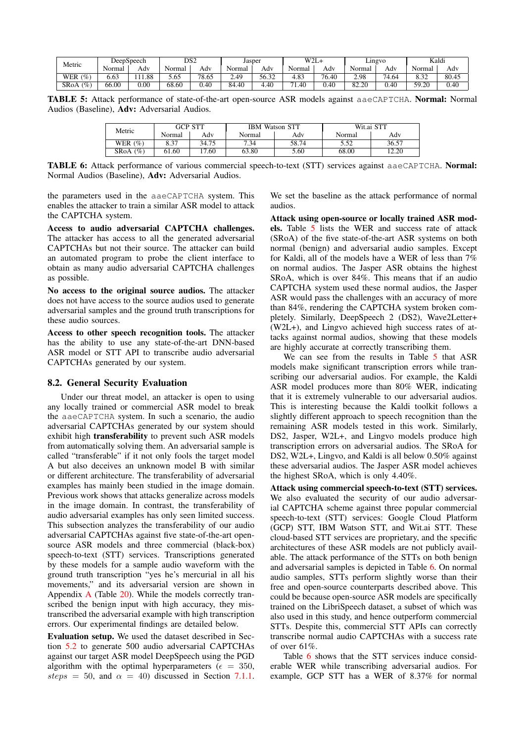| Metric | DeepSpeech | | DS2 | | Jasper | | W2L+ | | Lingvo | | Kaldi | |
|---|---|---|---|---|---|---|---|---|---|---|---|---|
| | Normal | Adv | Normal | Adv | Normal | Adv | Normal | Adv | Normal | Adv | Normal | Adv |
| WER (%) | 6.63 | 111.88 | 5.65 | 78.65 | 2.49 | 56.32 | 4.83 | 76.40 | 2.98 | 74.64 | 8.32 | 80.45 |
| SRoA (%) | 66.00 | 0.00 | 68.60 | 0.40 | 84.40 | 4.40 | 71.40 | 0.40 | 82.20 | 0.40 | 59.20 | 0.40 |

**TABLE 5:** Attack performance of state-of-the-art open-source ASR models against aaeCAPTCHA. **Normal:** Normal Audios (Baseline), **Adv:** Adversarial Audios.

| Metric | GCP STT | | IBM Watson STT | | Wit.ai STT | |
|---|---|---|---|---|---|---|
| | Normal | Adv | Normal | Adv | Normal | Adv |
| WER (%) | 8.37 | 34.75 | 7.34 | 58.74 | 5.52 | 36.57 |
| SRoA (%) | 61.60 | 17.60 | 63.80 | 5.60 | 68.00 | 12.20 |

**TABLE 6:** Attack performance of various commercial speech-to-text (STT) services against aaeCAPTCHA. **Normal:** Normal Audios (Baseline), **Adv:** Adversarial Audios.

the parameters used in the aaeCAPTCHA system. This enables the attacker to train a similar ASR model to attack the CAPTCHA system.

**Access to audio adversarial CAPTCHA challenges.** The attacker has access to all the generated adversarial CAPTCHAs but not their source. The attacker can build an automated program to probe the client interface to obtain as many audio adversarial CAPTCHA challenges as possible.

**No access to the original source audios.** The attacker does not have access to the source audios used to generate adversarial samples and the ground truth transcriptions for these audio sources.

**Access to other speech recognition tools.** The attacker has the ability to use any state-of-the-art DNN-based ASR model or STT API to transcribe audio adversarial CAPTCHAs generated by our system.

## 8.2. General Security Evaluation

Under our threat model, an attacker is open to using any locally trained or commercial ASR model to break the aaeCAPTCHA system. In such a scenario, the audio adversarial CAPTCHAs generated by our system should exhibit high **transferability** to prevent such ASR models from automatically solving them. An adversarial sample is called "transferable" if it not only fools the target model A but also deceives an unknown model B with similar or different architecture. The transferability of adversarial examples has mainly been studied in the image domain. Previous work shows that attacks generalize across models in the image domain. In contrast, the transferability of audio adversarial examples has only seen limited success. This subsection analyzes the transferability of our audio adversarial CAPTCHAs against five state-of-the-art open-source ASR models and three commercial (black-box) speech-to-text (STT) services. Transcriptions generated by these models for a sample audio waveform with the ground truth transcription "yes he's mercurial in all his movements," and its adversarial version are shown in Appendix A (Table 20). While the models correctly transcribed the benign input with high accuracy, they mis-transcribed the adversarial example with high transcription errors. Our experimental findings are detailed below.

**Evaluation setup.** We used the dataset described in Section 5.2 to generate 500 audio adversarial CAPTCHAs against our target ASR model DeepSpeech using the PGD algorithm with the optimal hyperparameters ($\epsilon$ = 350, $steps$ = 50, and $\alpha$ = 40) discussed in Section 7.1.1. We set the baseline as the attack performance of normal audios.

**Attack using open-source or locally trained ASR models.** Table 5 lists the WER and success rate of attack (SRoA) of the five state-of-the-art ASR systems on both normal (benign) and adversarial audio samples. Except for Kaldi, all of the models have a WER of less than 7% on normal audios. The Jasper ASR obtains the highest SRoA, which is over 84%. This means that if an audio CAPTCHA system used these normal audios, the Jasper ASR would pass the challenges with an accuracy of more than 84%, rendering the CAPTCHA system broken completely. Similarly, DeepSpeech 2 (DS2), Wave2Letter+ (W2L+), and Lingvo achieved high success rates of attacks against normal audios, showing that these models are highly accurate at correctly transcribing them.

We can see from the results in Table 5 that ASR models make significant transcription errors while transcribing our adversarial audios. For example, the Kaldi ASR model produces more than 80% WER, indicating that it is extremely vulnerable to our adversarial audios. This is interesting because the Kaldi toolkit follows a slightly different approach to speech recognition than the remaining ASR models tested in this work. Similarly, DS2, Jasper, W2L+, and Lingvo models produce high transcription errors on adversarial audios. The SRoA for DS2, W2L+, Lingvo, and Kaldi are all below 0.50% against these adversarial audios. The Jasper ASR model achieves the highest SRoA, which is only 4.40%.

**Attack using commercial speech-to-text (STT) services.** We also evaluated the security of our audio adversarial CAPTCHA scheme against three popular commercial speech-to-text (STT) services: Google Cloud Platform (GCP) STT, IBM Watson STT, and Wit.ai STT. These cloud-based STT services are proprietary, and the specific architectures of these ASR models are not publicly available. The attack performance of the STTs on both benign and adversarial samples is depicted in Table 6. On normal audio samples, STTs perform slightly worse than their free and open-source counterparts described above. This could be because open-source ASR models are specifically trained on the LibriSpeech dataset, a subset of which was also used in this study, and hence outperform commercial STTs. Despite this, commercial STT APIs can correctly transcribe normal audio CAPTCHAs with a success rate of over 61%.

Table 6 shows that the STT services induce considerable WER while transcribing adversarial audios. For example, GCP STT has a WER of 8.37% for normal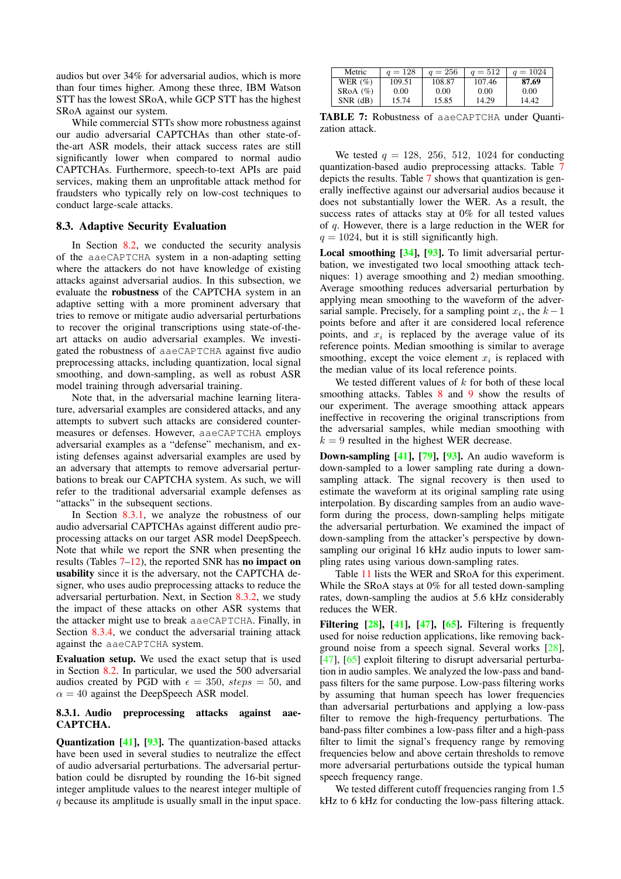audios but over 34% for adversarial audios, which is more than four times higher. Among these three, IBM Watson STT has the lowest SRoA, while GCP STT has the highest SRoA against our system.

While commercial STTs show more robustness against our audio adversarial CAPTCHAs than other state-of-the-art ASR models, their attack success rates are still significantly lower when compared to normal audio CAPTCHAs. Furthermore, speech-to-text APIs are paid services, making them an unprofitable attack method for fraudsters who typically rely on low-cost techniques to conduct large-scale attacks.

### 8.3. Adaptive Security Evaluation

In Section 8.2, we conducted the security analysis of the `aaeCAPTCHA` system in a non-adapting setting where the attackers do not have knowledge of existing attacks against adversarial audios. In this subsection, we evaluate the **robustness** of the CAPTCHA system in an adaptive setting with a more prominent adversary that tries to remove or mitigate audio adversarial perturbations to recover the original transcriptions using state-of-the-art attacks on audio adversarial examples. We investigated the robustness of `aaeCAPTCHA` against five audio preprocessing attacks, including quantization, local signal smoothing, and down-sampling, as well as robust ASR model training through adversarial training.

Note that, in the adversarial machine learning literature, adversarial examples are considered attacks, and any attempts to subvert such attacks are considered countermeasures or defenses. However, `aaeCAPTCHA` employs adversarial examples as a "defense" mechanism, and existing defenses against adversarial examples are used by an adversary that attempts to remove adversarial perturbations to break our CAPTCHA system. As such, we will refer to the traditional adversarial example defenses as "attacks" in the subsequent sections.

In Section 8.3.1, we analyze the robustness of our audio adversarial CAPTCHAs against different audio preprocessing attacks on our target ASR model DeepSpeech. Note that while we report the SNR when presenting the results (Tables 7–12), the reported SNR has **no impact on usability** since it is the adversary, not the CAPTCHA designer, who uses audio preprocessing attacks to reduce the adversarial perturbation. Next, in Section 8.3.2, we study the impact of these attacks on other ASR systems that the attacker might use to break `aaeCAPTCHA`. Finally, in Section 8.3.4, we conduct the adversarial training attack against the `aaeCAPTCHA` system.

**Evaluation setup.** We used the exact setup that is used in Section 8.2. In particular, we used the 500 adversarial audios created by PGD with $\epsilon = 350$, $steps = 50$, and $\alpha = 40$ against the DeepSpeech ASR model.

#### 8.3.1. Audio preprocessing attacks against aaeCAPTCHA.

**Quantization [41], [93].** The quantization-based attacks have been used in several studies to neutralize the effect of audio adversarial perturbations. The adversarial perturbation could be disrupted by rounding the 16-bit signed integer amplitude values to the nearest integer multiple of $q$ because its amplitude is usually small in the input space.

| Metric | $q = 128$ | $q = 256$ | $q = 512$ | $q = 1024$ |
|---|---|---|---|---|
| WER (%) | 109.51 | 108.87 | 107.46 | **87.69** |
| SRoA (%) | 0.00 | 0.00 | 0.00 | 0.00 |
| SNR (dB) | 15.74 | 15.85 | 14.29 | 14.42 |

TABLE 7: Robustness of `aaeCAPTCHA` under Quantization attack.

We tested $q = 128, 256, 512, 1024$ for conducting quantization-based audio preprocessing attacks. Table 7 depicts the results. Table 7 shows that quantization is generally ineffective against our adversarial audios because it does not substantially lower the WER. As a result, the success rates of attacks stay at 0% for all tested values of $q$. However, there is a large reduction in the WER for $q = 1024$, but it is still significantly high.

**Local smoothing [34], [93].** To limit adversarial perturbation, we investigated two local smoothing attack techniques: 1) average smoothing and 2) median smoothing. Average smoothing reduces adversarial perturbation by applying mean smoothing to the waveform of the adversarial sample. Precisely, for a sampling point $x_i$, the $k-1$ points before and after it are considered local reference points, and $x_i$ is replaced by the average value of its reference points. Median smoothing is similar to average smoothing, except the voice element $x_i$ is replaced with the median value of its local reference points.

We tested different values of $k$ for both of these local smoothing attacks. Tables 8 and 9 show the results of our experiment. The average smoothing attack appears ineffective in recovering the original transcriptions from the adversarial samples, while median smoothing with $k = 9$ resulted in the highest WER decrease.

**Down-sampling [41], [79], [93].** An audio waveform is down-sampled to a lower sampling rate during a down-sampling attack. The signal recovery is then used to estimate the waveform at its original sampling rate using interpolation. By discarding samples from an audio waveform during the process, down-sampling helps mitigate the adversarial perturbation. We examined the impact of down-sampling from the attacker's perspective by down-sampling our original 16 kHz audio inputs to lower sampling rates using various down-sampling rates.

Table 11 lists the WER and SRoA for this experiment. While the SRoA stays at 0% for all tested down-sampling rates, down-sampling the audios at 5.6 kHz considerably reduces the WER.

**Filtering [28], [41], [47], [65].** Filtering is frequently used for noise reduction applications, like removing background noise from a speech signal. Several works [28], [47], [65] exploit filtering to disrupt adversarial perturbation in audio samples. We analyzed the low-pass and band-pass filters for the same purpose. Low-pass filtering works by assuming that human speech has lower frequencies than adversarial perturbations and applying a low-pass filter to remove the high-frequency perturbations. The band-pass filter combines a low-pass filter and a high-pass filter to limit the signal's frequency range by removing frequencies below and above certain thresholds to remove more adversarial perturbations outside the typical human speech frequency range.

We tested different cutoff frequencies ranging from 1.5 kHz to 6 kHz for conducting the low-pass filtering attack.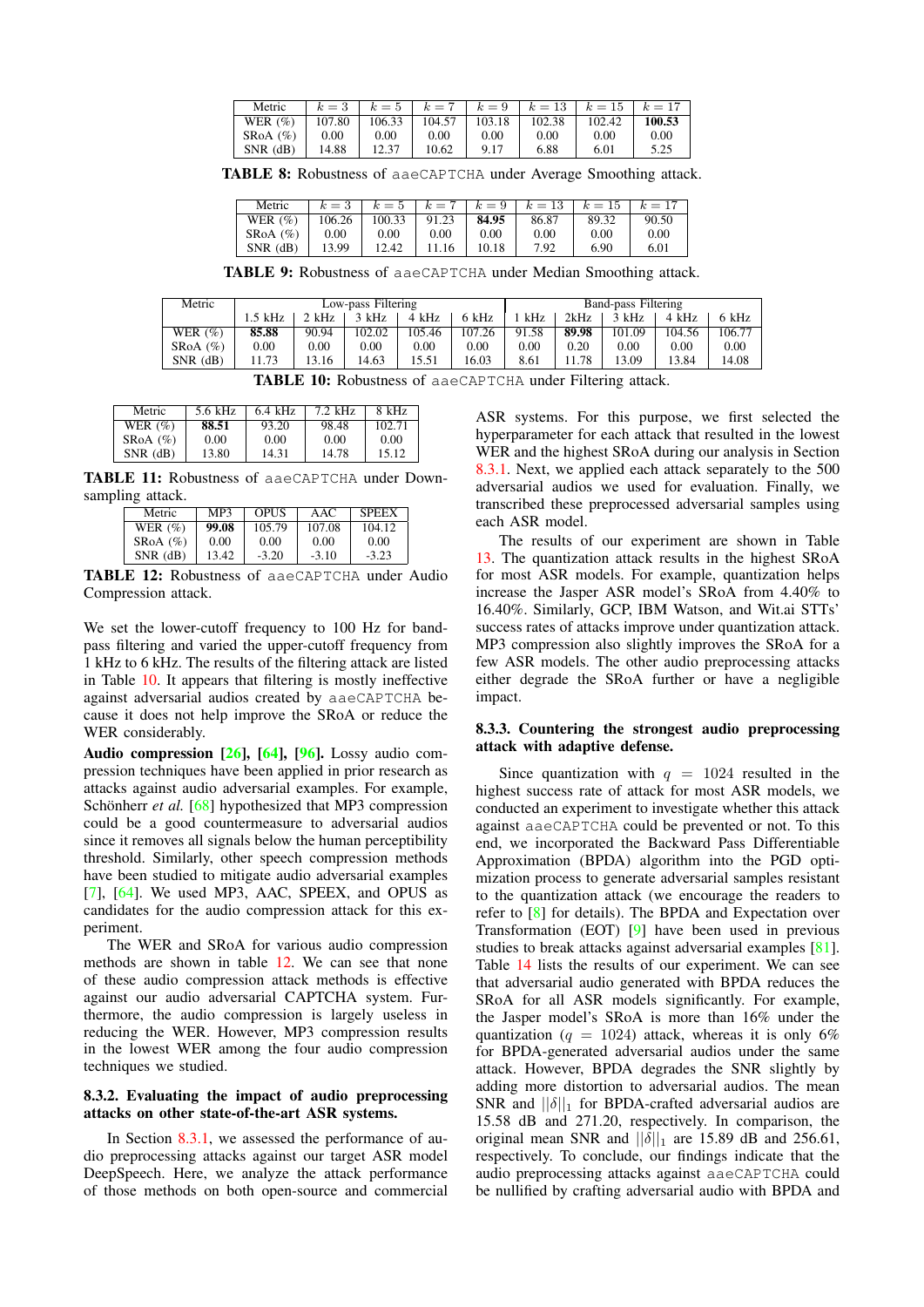| Metric | $k = 3$ | $k = 5$ | $k = 7$ | $k = 9$ | $k = 13$ | $k = 15$ | $k = 17$ |
|---|---|---|---|---|---|---|---|
| WER (%) | 107.80 | 106.33 | 104.57 | 103.18 | 102.38 | 102.42 | **100.53** |
| SRoA (%) | 0.00 | 0.00 | 0.00 | 0.00 | 0.00 | 0.00 | 0.00 |
| SNR (dB) | 14.88 | 12.37 | 10.62 | 9.17 | 6.88 | 6.01 | 5.25 |

**TABLE 8:** Robustness of `aaeCAPTCHA` under Average Smoothing attack.

| Metric | $k = 3$ | $k = 5$ | $k = 7$ | $k = 9$ | $k = 13$ | $k = 15$ | $k = 17$ |
|---|---|---|---|---|---|---|---|
| WER (%) | 106.26 | 100.33 | 91.23 | **84.95** | 86.87 | 89.32 | 90.50 |
| SRoA (%) | 0.00 | 0.00 | 0.00 | 0.00 | 0.00 | 0.00 | 0.00 |
| SNR (dB) | 13.99 | 12.42 | 11.16 | 10.18 | 7.92 | 6.90 | 6.01 |

**TABLE 9:** Robustness of `aaeCAPTCHA` under Median Smoothing attack.

| Metric | Low-pass Filtering | | | | | Band-pass Filtering | | | | |
|---|---|---|---|---|---|---|---|---|---|---|
| | 1.5 kHz | 2 kHz | 3 kHz | 4 kHz | 6 kHz | 1 kHz | 2kHz | 3 kHz | 4 kHz | 6 kHz |
| WER (%) | **85.88** | 90.94 | 102.02 | 105.46 | 107.26 | 91.58 | **89.98** | 101.09 | 104.56 | 106.77 |
| SRoA (%) | 0.00 | 0.00 | 0.00 | 0.00 | 0.00 | 0.00 | 0.20 | 0.00 | 0.00 | 0.00 |
| SNR (dB) | 11.73 | 13.16 | 14.63 | 15.51 | 16.03 | 8.61 | 11.78 | 13.09 | 13.84 | 14.08 |

**TABLE 10:** Robustness of `aaeCAPTCHA` under Filtering attack.

| Metric | 5.6 kHz | 6.4 kHz | 7.2 kHz | 8 kHz |
|---|---|---|---|---|
| WER (%) | **88.51** | 93.20 | 98.48 | 102.71 |
| SRoA (%) | 0.00 | 0.00 | 0.00 | 0.00 |
| SNR (dB) | 13.80 | 14.31 | 14.78 | 15.12 |

**TABLE 11:** Robustness of `aaeCAPTCHA` under Downsampling attack.

| Metric | MP3 | OPUS | AAC | SPEEX |
|---|---|---|---|---|
| WER (%) | **99.08** | 105.79 | 107.08 | 104.12 |
| SRoA (%) | 0.00 | 0.00 | 0.00 | 0.00 |
| SNR (dB) | 13.42 | -3.20 | -3.10 | -3.23 |

**TABLE 12:** Robustness of `aaeCAPTCHA` under Audio Compression attack.

We set the lower-cutoff frequency to 100 Hz for band-pass filtering and varied the upper-cutoff frequency from 1 kHz to 6 kHz. The results of the filtering attack are listed in Table 10. It appears that filtering is mostly ineffective against adversarial audios created by `aaeCAPTCHA` because it does not help improve the SRoA or reduce the WER considerably.

**Audio compression [26], [64], [96].** Lossy audio compression techniques have been applied in prior research as attacks against audio adversarial examples. For example, Schönherr *et al.* [68] hypothesized that MP3 compression could be a good countermeasure to adversarial audios since it removes all signals below the human perceptibility threshold. Similarly, other speech compression methods have been studied to mitigate audio adversarial examples [7], [64]. We used MP3, AAC, SPEEX, and OPUS as candidates for the audio compression attack for this experiment.

The WER and SRoA for various audio compression methods are shown in table 12. We can see that none of these audio compression attack methods is effective against our audio adversarial CAPTCHA system. Furthermore, the audio compression is largely useless in reducing the WER. However, MP3 compression results in the lowest WER among the four audio compression techniques we studied.

### 8.3.2. Evaluating the impact of audio preprocessing attacks on other state-of-the-art ASR systems.

In Section 8.3.1, we assessed the performance of audio preprocessing attacks against our target ASR model DeepSpeech. Here, we analyze the attack performance of those methods on both open-source and commercial ASR systems. For this purpose, we first selected the hyperparameter for each attack that resulted in the lowest WER and the highest SRoA during our analysis in Section 8.3.1. Next, we applied each attack separately to the 500 adversarial audios we used for evaluation. Finally, we transcribed these preprocessed adversarial samples using each ASR model.

The results of our experiment are shown in Table 13. The quantization attack results in the highest SRoA for most ASR models. For example, quantization helps increase the Jasper ASR model's SRoA from 4.40% to 16.40%. Similarly, GCP, IBM Watson, and Wit.ai STTs' success rates of attacks improve under quantization attack. MP3 compression also slightly improves the SRoA for a few ASR models. The other audio preprocessing attacks either degrade the SRoA further or have a negligible impact.

### 8.3.3. Countering the strongest audio preprocessing attack with adaptive defense.

Since quantization with $q = 1024$ resulted in the highest success rate of attack for most ASR models, we conducted an experiment to investigate whether this attack against `aaeCAPTCHA` could be prevented or not. To this end, we incorporated the Backward Pass Differentiable Approximation (BPDA) algorithm into the PGD optimization process to generate adversarial samples resistant to the quantization attack (we encourage the readers to refer to [8] for details). The BPDA and Expectation over Transformation (EOT) [9] have been used in previous studies to break attacks against adversarial examples [81]. Table 14 lists the results of our experiment. We can see that adversarial audio generated with BPDA reduces the SRoA for all ASR models significantly. For example, the Jasper model's SRoA is more than 16% under the quantization ($q = 1024$) attack, whereas it is only 6% for BPDA-generated adversarial audios under the same attack. However, BPDA degrades the SNR slightly by adding more distortion to adversarial audios. The mean SNR and $||\delta||_1$ for BPDA-crafted adversarial audios are 15.58 dB and 271.20, respectively. In comparison, the original mean SNR and $||\delta||_1$ are 15.89 dB and 256.61, respectively. To conclude, our findings indicate that the audio preprocessing attacks against `aaeCAPTCHA` could be nullified by crafting adversarial audio with BPDA and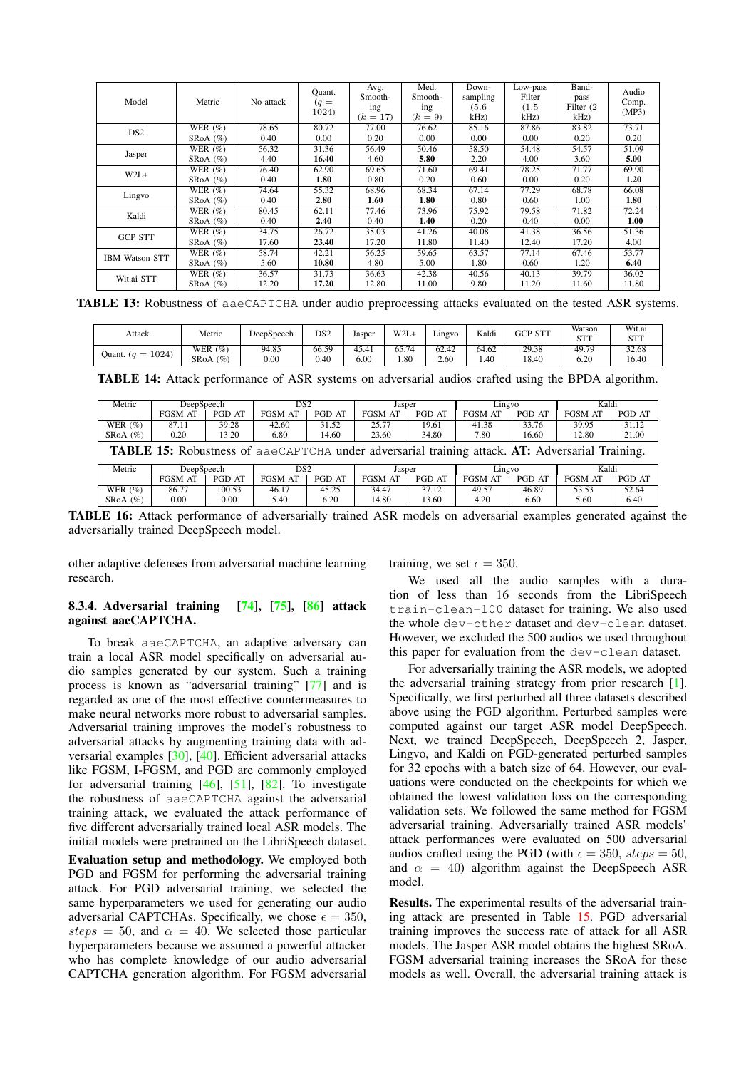| Model | Metric | No attack | Quant. ($q = 1024$) | Avg. Smoothing ($k = 17$) | Med. Smoothing ($k = 9$) | Down-sampling (5.6 kHz) | Low-pass Filter (1.5 kHz) | Band-pass Filter (2 kHz) | Audio Comp. (MP3) |
|---|---|---|---|---|---|---|---|---|---|
| DS2 | WER (%) | 78.65 | 80.72 | 77.00 | 76.62 | 85.16 | 87.86 | 83.82 | 73.71 |
| | SRoA (%) | 0.40 | 0.00 | 0.20 | 0.00 | 0.00 | 0.00 | 0.20 | 0.20 |
| Jasper | WER (%) | 56.32 | 31.36 | 56.49 | 50.46 | 58.50 | 54.48 | 54.57 | 51.09 |
| | SRoA (%) | 4.40 | **16.40** | 4.60 | **5.80** | 2.20 | 4.00 | 3.60 | **5.00** |
| W2L+ | WER (%) | 76.40 | 62.90 | 69.65 | 71.60 | 69.41 | 78.25 | 71.77 | 69.90 |
| | SRoA (%) | 0.40 | **1.80** | 0.80 | 0.20 | 0.60 | 0.00 | 0.20 | **1.20** |
| Lingvo | WER (%) | 74.64 | 55.32 | 68.96 | 68.34 | 67.14 | 77.29 | 68.78 | 66.08 |
| | SRoA (%) | 0.40 | **2.80** | **1.60** | **1.80** | 0.80 | 0.60 | 1.00 | **1.80** |
| Kaldi | WER (%) | 80.45 | 62.11 | 77.46 | 73.96 | 75.92 | 79.58 | 71.82 | 72.24 |
| | SRoA (%) | 0.40 | **2.40** | 0.40 | **1.40** | 0.20 | 0.40 | 0.00 | **1.00** |
| GCP STT | WER (%) | 34.75 | 26.72 | 35.03 | 41.26 | 40.08 | 41.38 | 36.56 | 51.36 |
| | SRoA (%) | 17.60 | **23.40** | 17.20 | 11.80 | 11.40 | 12.40 | 17.20 | 4.00 |
| IBM Watson STT | WER (%) | 58.74 | 42.21 | 56.25 | 59.65 | 63.57 | 77.14 | 67.46 | 53.77 |
| | SRoA (%) | 5.60 | **10.80** | 4.80 | 5.00 | 1.80 | 0.60 | 1.20 | **6.40** |
| Wit.ai STT | WER (%) | 36.57 | 31.73 | 36.63 | 42.38 | 40.56 | 40.13 | 39.79 | 36.02 |
| | SRoA (%) | 12.20 | **17.20** | 12.80 | 11.00 | 9.80 | 11.20 | 11.60 | 11.80 |

**TABLE 13:** Robustness of aaeCAPTCHA under audio preprocessing attacks evaluated on the tested ASR systems.

| Attack | Metric | DeepSpeech | DS2 | Jasper | W2L+ | Lingvo | Kaldi | GCP STT | Watson STT | Wit.ai STT |
|---|---|---|---|---|---|---|---|---|---|---|
| Quant. ($q = 1024$) | WER (%) | 94.85 | 66.59 | 45.41 | 65.74 | 62.42 | 64.62 | 29.38 | 49.79 | 32.68 |
| | SRoA (%) | 0.00 | 0.40 | 6.00 | 1.80 | 2.60 | 1.40 | 18.40 | 6.20 | 16.40 |

**TABLE 14:** Attack performance of ASR systems on adversarial audios crafted using the BPDA algorithm.

| Metric | DeepSpeech | | DS2 | | Jasper | | Lingvo | | Kaldi | |
|---|---|---|---|---|---|---|---|---|---|---|
| | FGSM AT | PGD AT | FGSM AT | PGD AT | FGSM AT | PGD AT | FGSM AT | PGD AT | FGSM AT | PGD AT |
| WER (%) | 87.11 | 39.28 | 42.60 | 31.52 | 25.77 | 19.61 | 41.38 | 33.76 | 39.95 | 31.12 |
| SRoA (%) | 0.20 | 13.20 | 6.80 | 14.60 | 23.60 | 34.80 | 7.80 | 16.60 | 12.80 | 21.00 |

**TABLE 15:** Robustness of aaeCAPTCHA under adversarial training attack. **AT:** Adversarial Training.

| Metric | DeepSpeech | | DS2 | | Jasper | | Lingvo | | Kaldi | |
|---|---|---|---|---|---|---|---|---|---|---|
| | FGSM AT | PGD AT | FGSM AT | PGD AT | FGSM AT | PGD AT | FGSM AT | PGD AT | FGSM AT | PGD AT |
| WER (%) | 86.77 | 100.53 | 46.17 | 45.25 | 34.47 | 37.12 | 49.57 | 46.89 | 53.53 | 52.64 |
| SRoA (%) | 0.00 | 0.00 | 5.40 | 6.20 | 14.80 | 13.60 | 4.20 | 6.60 | 5.60 | 6.40 |

**TABLE 16:** Attack performance of adversarially trained ASR models on adversarial examples generated against the adversarially trained DeepSpeech model.

other adaptive defenses from adversarial machine learning research.

#### 8.3.4. Adversarial training [74], [75], [86] attack against aaeCAPTCHA.

To break aaeCAPTCHA, an adaptive adversary can train a local ASR model specifically on adversarial audio samples generated by our system. Such a training process is known as "adversarial training" [77] and is regarded as one of the most effective countermeasures to make neural networks more robust to adversarial samples. Adversarial training improves the model's robustness to adversarial attacks by augmenting training data with adversarial examples [30], [40]. Efficient adversarial attacks like FGSM, I-FGSM, and PGD are commonly employed for adversarial training [46], [51], [82]. To investigate the robustness of aaeCAPTCHA against the adversarial training attack, we evaluated the attack performance of five different adversarially trained local ASR models. The initial models were pretrained on the LibriSpeech dataset.

**Evaluation setup and methodology.** We employed both PGD and FGSM for performing the adversarial training attack. For PGD adversarial training, we selected the same hyperparameters we used for generating our audio adversarial CAPTCHAs. Specifically, we chose $\epsilon = 350$, $steps = 50$, and $\alpha = 40$. We selected those particular hyperparameters because we assumed a powerful attacker who has complete knowledge of our audio adversarial CAPTCHA generation algorithm. For FGSM adversarial training, we set $\epsilon = 350$.

We used all the audio samples with a duration of less than 16 seconds from the LibriSpeech train-clean-100 dataset for training. We also used the whole dev-other dataset and dev-clean dataset. However, we excluded the 500 audios we used throughout this paper for evaluation from the dev-clean dataset.

For adversarially training the ASR models, we adopted the adversarial training strategy from prior research [1]. Specifically, we first perturbed all three datasets described above using the PGD algorithm. Perturbed samples were computed against our target ASR model DeepSpeech. Next, we trained DeepSpeech, DeepSpeech 2, Jasper, Lingvo, and Kaldi on PGD-generated perturbed samples for 32 epochs with a batch size of 64. However, our evaluations were conducted on the checkpoints for which we obtained the lowest validation loss on the corresponding validation sets. We followed the same method for FGSM adversarial training. Adversarially trained ASR models' attack performances were evaluated on 500 adversarial audios crafted using the PGD (with $\epsilon = 350$, $steps = 50$, and $\alpha = 40$) algorithm against the DeepSpeech ASR model.

**Results.** The experimental results of the adversarial training attack are presented in Table 15. PGD adversarial training improves the success rate of attack for all ASR models. The Jasper ASR model obtains the highest SRoA. FGSM adversarial training increases the SRoA for these models as well. Overall, the adversarial training attack is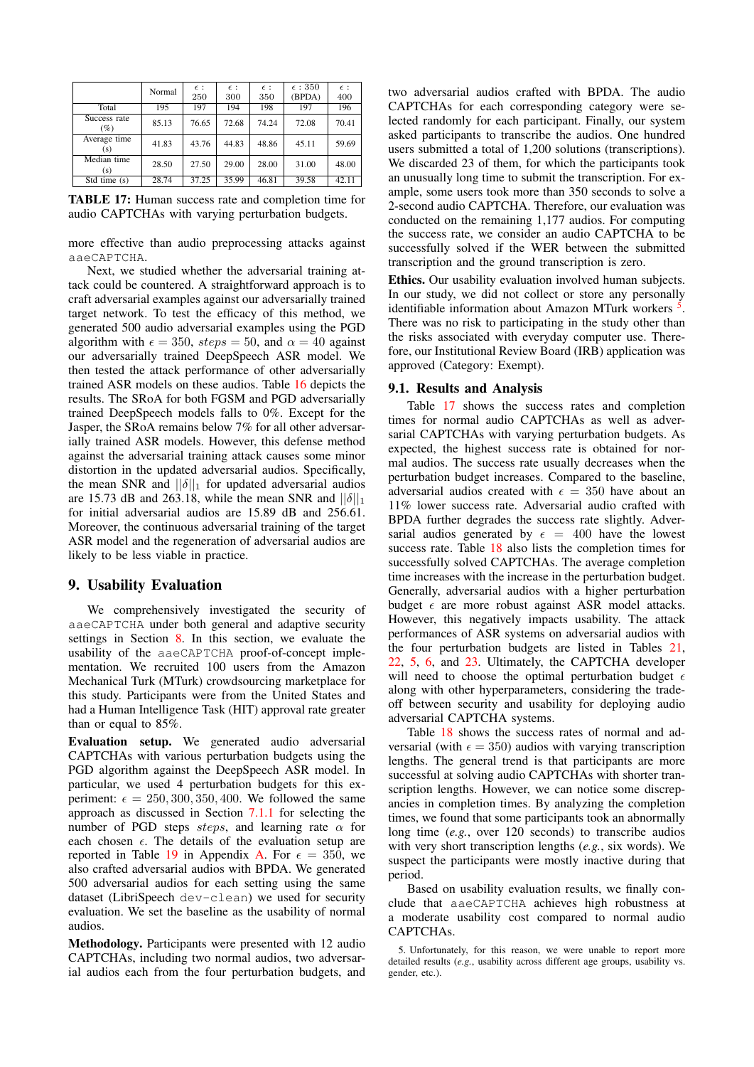|  | Normal | $\epsilon$ : 250 | $\epsilon$ : 300 | $\epsilon$ : 350 | $\epsilon$ : 350 (BPDA) | $\epsilon$ : 400 |
|---|---|---|---|---|---|---|
| Total | 195 | 197 | 194 | 198 | 197 | 196 |
| Success rate (%) | 85.13 | 76.65 | 72.68 | 74.24 | 72.08 | 70.41 |
| Average time (s) | 41.83 | 43.76 | 44.83 | 48.86 | 45.11 | 59.69 |
| Median time (s) | 28.50 | 27.50 | 29.00 | 28.00 | 31.00 | 48.00 |
| Std time (s) | 28.74 | 37.25 | 35.99 | 46.81 | 39.58 | 42.11 |

**TABLE 17:** Human success rate and completion time for audio CAPTCHAs with varying perturbation budgets.

more effective than audio preprocessing attacks against aaeCAPTCHA.

Next, we studied whether the adversarial training attack could be countered. A straightforward approach is to craft adversarial examples against our adversarially trained target network. To test the efficacy of this method, we generated 500 audio adversarial examples using the PGD algorithm with $\epsilon = 350$, $steps = 50$, and $\alpha = 40$ against our adversarially trained DeepSpeech ASR model. We then tested the attack performance of other adversarially trained ASR models on these audios. Table 16 depicts the results. The SRoA for both FGSM and PGD adversarially trained DeepSpeech models falls to 0%. Except for the Jasper, the SRoA remains below 7% for all other adversarially trained ASR models. However, this defense method against the adversarial training attack causes some minor distortion in the updated adversarial audios. Specifically, the mean SNR and $||\delta||_1$ for updated adversarial audios are 15.73 dB and 263.18, while the mean SNR and $||\delta||_1$ for initial adversarial audios are 15.89 dB and 256.61. Moreover, the continuous adversarial training of the target ASR model and the regeneration of adversarial audios are likely to be less viable in practice.

## 9. Usability Evaluation

We comprehensively investigated the security of aaeCAPTCHA under both general and adaptive security settings in Section 8. In this section, we evaluate the usability of the aaeCAPTCHA proof-of-concept implementation. We recruited 100 users from the Amazon Mechanical Turk (MTurk) crowdsourcing marketplace for this study. Participants were from the United States and had a Human Intelligence Task (HIT) approval rate greater than or equal to 85%.

**Evaluation setup.** We generated audio adversarial CAPTCHAs with various perturbation budgets using the PGD algorithm against the DeepSpeech ASR model. In particular, we used 4 perturbation budgets for this experiment: $\epsilon = 250, 300, 350, 400$. We followed the same approach as discussed in Section 7.1.1 for selecting the number of PGD steps $steps$, and learning rate $\alpha$ for each chosen $\epsilon$. The details of the evaluation setup are reported in Table 19 in Appendix A. For $\epsilon = 350$, we also crafted adversarial audios with BPDA. We generated 500 adversarial audios for each setting using the same dataset (LibriSpeech dev-clean) we used for security evaluation. We set the baseline as the usability of normal audios.

**Methodology.** Participants were presented with 12 audio CAPTCHAs, including two normal audios, two adversarial audios each from the four perturbation budgets, and two adversarial audios crafted with BPDA. The audio CAPTCHAs for each corresponding category were selected randomly for each participant. Finally, our system asked participants to transcribe the audios. One hundred users submitted a total of 1,200 solutions (transcriptions). We discarded 23 of them, for which the participants took an unusually long time to submit the transcription. For example, some users took more than 350 seconds to solve a 2-second audio CAPTCHA. Therefore, our evaluation was conducted on the remaining 1,177 audios. For computing the success rate, we consider an audio CAPTCHA to be successfully solved if the WER between the submitted transcription and the ground transcription is zero.

**Ethics.** Our usability evaluation involved human subjects. In our study, we did not collect or store any personally identifiable information about Amazon MTurk workers [5]. There was no risk to participating in the study other than the risks associated with everyday computer use. Therefore, our Institutional Review Board (IRB) application was approved (Category: Exempt).

### 9.1. Results and Analysis

Table 17 shows the success rates and completion times for normal audio CAPTCHAs as well as adversarial CAPTCHAs with varying perturbation budgets. As expected, the highest success rate is obtained for normal audios. The success rate usually decreases when the perturbation budget increases. Compared to the baseline, adversarial audios created with $\epsilon = 350$ have about an 11% lower success rate. Adversarial audio crafted with BPDA further degrades the success rate slightly. Adversarial audios generated by $\epsilon = 400$ have the lowest success rate. Table 18 also lists the completion times for successfully solved CAPTCHAs. The average completion time increases with the increase in the perturbation budget. Generally, adversarial audios with a higher perturbation budget $\epsilon$ are more robust against ASR model attacks. However, this negatively impacts usability. The attack performances of ASR systems on adversarial audios with the four perturbation budgets are listed in Tables 21, 22, 5, 6, and 23. Ultimately, the CAPTCHA developer will need to choose the optimal perturbation budget $\epsilon$ along with other hyperparameters, considering the trade-off between security and usability for deploying audio adversarial CAPTCHA systems.

Table 18 shows the success rates of normal and adversarial (with $\epsilon = 350$) audios with varying transcription lengths. The general trend is that participants are more successful at solving audio CAPTCHAs with shorter transcription lengths. However, we can notice some discrepancies in completion times. By analyzing the completion times, we found that some participants took an abnormally long time (*e.g.*, over 120 seconds) to transcribe audios with very short transcription lengths (*e.g.*, six words). We suspect the participants were mostly inactive during that period.

Based on usability evaluation results, we finally conclude that aaeCAPTCHA achieves high robustness at a moderate usability cost compared to normal audio CAPTCHAs.

5. Unfortunately, for this reason, we were unable to report more detailed results (*e.g.*, usability across different age groups, usability vs. gender, etc.).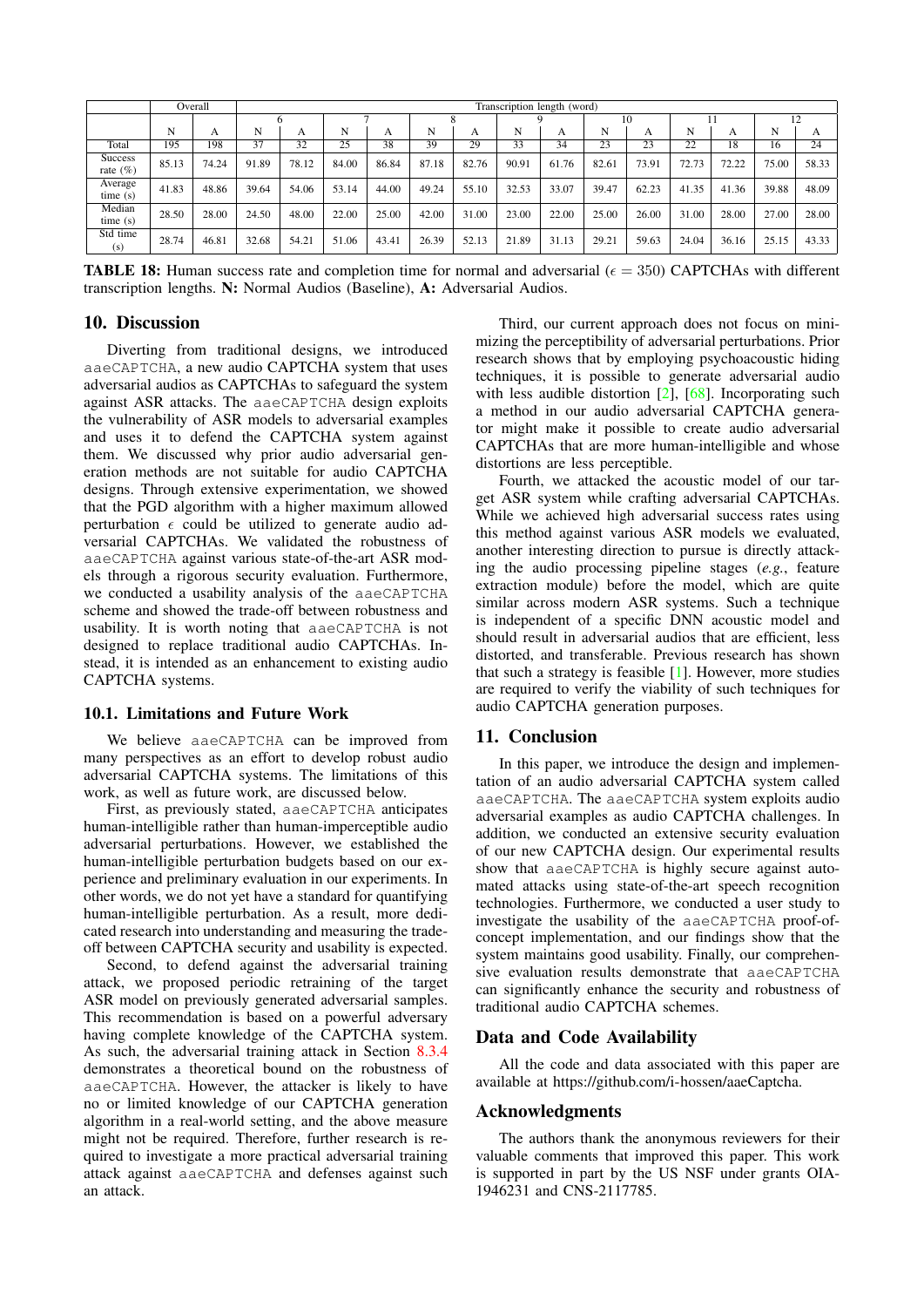| | Overall | | Transcription length (word) | | | | | | | | | | | | | |
|---|---|---|---|---|---|---|---|---|---|---|---|---|---|---|---|---|
| | | | 6 | | 7 | | 8 | | 9 | | 10 | | 11 | | 12 | |
| | N | A | N | A | N | A | N | A | N | A | N | A | N | A | N | A |
| Total | 195 | 198 | 37 | 32 | 25 | 38 | 39 | 29 | 33 | 34 | 23 | 23 | 22 | 18 | 16 | 24 |
| Success rate (%) | 85.13 | 74.24 | 91.89 | 78.12 | 84.00 | 86.84 | 87.18 | 82.76 | 90.91 | 61.76 | 82.61 | 73.91 | 72.73 | 72.22 | 75.00 | 58.33 |
| Average time (s) | 41.83 | 48.86 | 39.64 | 54.06 | 53.14 | 44.00 | 49.24 | 55.10 | 32.53 | 33.07 | 39.47 | 62.23 | 41.35 | 41.36 | 39.88 | 48.09 |
| Median time (s) | 28.50 | 28.00 | 24.50 | 48.00 | 22.00 | 25.00 | 42.00 | 31.00 | 23.00 | 22.00 | 25.00 | 26.00 | 31.00 | 28.00 | 27.00 | 28.00 |
| Std time (s) | 28.74 | 46.81 | 32.68 | 54.21 | 51.06 | 43.41 | 26.39 | 52.13 | 21.89 | 31.13 | 29.21 | 59.63 | 24.04 | 36.16 | 25.15 | 43.33 |

**TABLE 18:** Human success rate and completion time for normal and adversarial ($\epsilon = 350$) CAPTCHAs with different transcription lengths. **N:** Normal Audios (Baseline), **A:** Adversarial Audios.

## 10. Discussion

Diverting from traditional designs, we introduced aaeCAPTCHA, a new audio CAPTCHA system that uses adversarial audios as CAPTCHAs to safeguard the system against ASR attacks. The aaeCAPTCHA design exploits the vulnerability of ASR models to adversarial examples and uses it to defend the CAPTCHA system against them. We discussed why prior audio adversarial generation methods are not suitable for audio CAPTCHA designs. Through extensive experimentation, we showed that the PGD algorithm with a higher maximum allowed perturbation $\epsilon$ could be utilized to generate audio adversarial CAPTCHAs. We validated the robustness of aaeCAPTCHA against various state-of-the-art ASR models through a rigorous security evaluation. Furthermore, we conducted a usability analysis of the aaeCAPTCHA scheme and showed the trade-off between robustness and usability. It is worth noting that aaeCAPTCHA is not designed to replace traditional audio CAPTCHAs. Instead, it is intended as an enhancement to existing audio CAPTCHA systems.

### 10.1. Limitations and Future Work

We believe aaeCAPTCHA can be improved from many perspectives as an effort to develop robust audio adversarial CAPTCHA systems. The limitations of this work, as well as future work, are discussed below.

First, as previously stated, aaeCAPTCHA anticipates human-intelligible rather than human-imperceptible audio adversarial perturbations. However, we established the human-intelligible perturbation budgets based on our experience and preliminary evaluation in our experiments. In other words, we do not yet have a standard for quantifying human-intelligible perturbation. As a result, more dedicated research into understanding and measuring the trade-off between CAPTCHA security and usability is expected.

Second, to defend against the adversarial training attack, we proposed periodic retraining of the target ASR model on previously generated adversarial samples. This recommendation is based on a powerful adversary having complete knowledge of the CAPTCHA system. As such, the adversarial training attack in Section 8.3.4 demonstrates a theoretical bound on the robustness of aaeCAPTCHA. However, the attacker is likely to have no or limited knowledge of our CAPTCHA generation algorithm in a real-world setting, and the above measure might not be required. Therefore, further research is required to investigate a more practical adversarial training attack against aaeCAPTCHA and defenses against such an attack.

Third, our current approach does not focus on minimizing the perceptibility of adversarial perturbations. Prior research shows that by employing psychoacoustic hiding techniques, it is possible to generate adversarial audio with less audible distortion [2], [68]. Incorporating such a method in our audio adversarial CAPTCHA generator might make it possible to create audio adversarial CAPTCHAs that are more human-intelligible and whose distortions are less perceptible.

Fourth, we attacked the acoustic model of our target ASR system while crafting adversarial CAPTCHAs. While we achieved high adversarial success rates using this method against various ASR models we evaluated, another interesting direction to pursue is directly attacking the audio processing pipeline stages (*e.g.*, feature extraction module) before the model, which are quite similar across modern ASR systems. Such a technique is independent of a specific DNN acoustic model and should result in adversarial audios that are efficient, less distorted, and transferable. Previous research has shown that such a strategy is feasible [1]. However, more studies are required to verify the viability of such techniques for audio CAPTCHA generation purposes.

## 11. Conclusion

In this paper, we introduce the design and implementation of an audio adversarial CAPTCHA system called aaeCAPTCHA. The aaeCAPTCHA system exploits audio adversarial examples as audio CAPTCHA challenges. In addition, we conducted an extensive security evaluation of our new CAPTCHA design. Our experimental results show that aaeCAPTCHA is highly secure against automated attacks using state-of-the-art speech recognition technologies. Furthermore, we conducted a user study to investigate the usability of the aaeCAPTCHA proof-of-concept implementation, and our findings show that the system maintains good usability. Finally, our comprehensive evaluation results demonstrate that aaeCAPTCHA can significantly enhance the security and robustness of traditional audio CAPTCHA schemes.

## Data and Code Availability

All the code and data associated with this paper are available at https://github.com/i-hossen/aaeCaptcha.

## Acknowledgments

The authors thank the anonymous reviewers for their valuable comments that improved this paper. This work is supported in part by the US NSF under grants OIA-1946231 and CNS-2117785.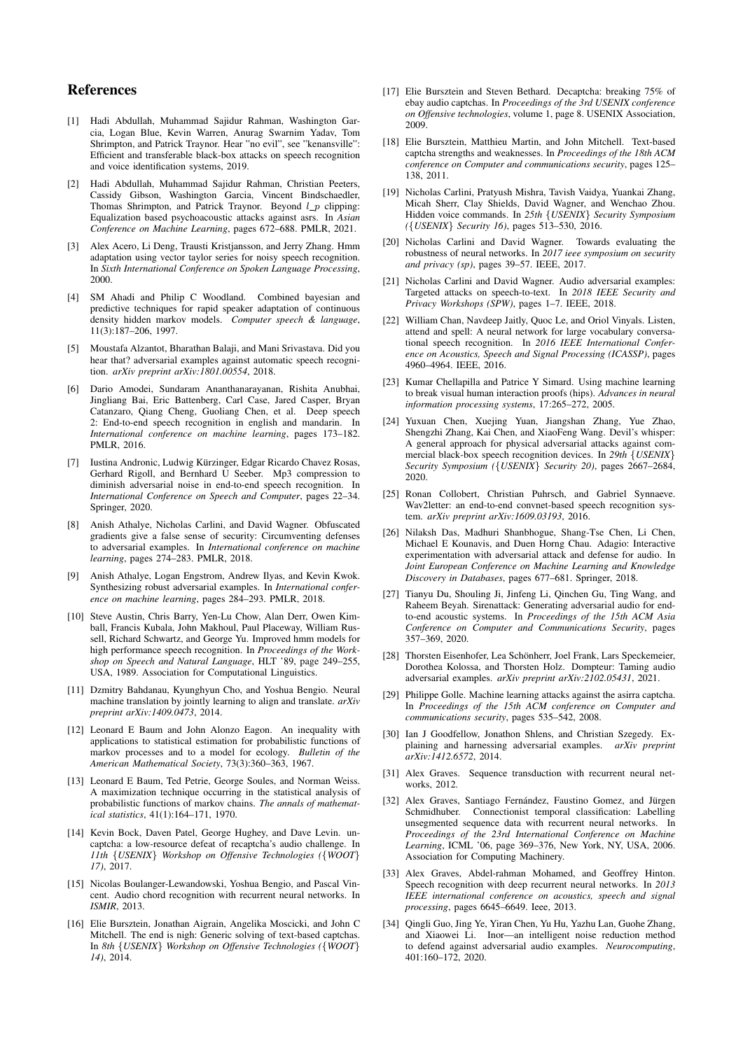# References

[1] Hadi Abdullah, Muhammad Sajidur Rahman, Washington Garcia, Logan Blue, Kevin Warren, Anurag Swarnim Yadav, Tom Shrimpton, and Patrick Traynor. Hear "no evil", see "kenansville": Efficient and transferable black-box attacks on speech recognition and voice identification systems, 2019.

[2] Hadi Abdullah, Muhammad Sajidur Rahman, Christian Peeters, Cassidy Gibson, Washington Garcia, Vincent Bindschaedler, Thomas Shrimpton, and Patrick Traynor. Beyond $l_p$ clipping: Equalization based psychoacoustic attacks against asrs. In *Asian Conference on Machine Learning*, pages 672–688. PMLR, 2021.

[3] Alex Acero, Li Deng, Trausti Kristjansson, and Jerry Zhang. Hmm adaptation using vector taylor series for noisy speech recognition. In *Sixth International Conference on Spoken Language Processing*, 2000.

[4] SM Ahadi and Philip C Woodland. Combined bayesian and predictive techniques for rapid speaker adaptation of continuous density hidden markov models. *Computer speech & language*, 11(3):187–206, 1997.

[5] Moustafa Alzantot, Bharathan Balaji, and Mani Srivastava. Did you hear that? adversarial examples against automatic speech recognition. *arXiv preprint arXiv:1801.00554*, 2018.

[6] Dario Amodei, Sundaram Ananthanarayanan, Rishita Anubhai, Jingliang Bai, Eric Battenberg, Carl Case, Jared Casper, Bryan Catanzaro, Qiang Cheng, Guoliang Chen, et al. Deep speech 2: End-to-end speech recognition in english and mandarin. In *International conference on machine learning*, pages 173–182. PMLR, 2016.

[7] Iustina Andronic, Ludwig Kürzinger, Edgar Ricardo Chavez Rosas, Gerhard Rigoll, and Bernhard U Seeber. Mp3 compression to diminish adversarial noise in end-to-end speech recognition. In *International Conference on Speech and Computer*, pages 22–34. Springer, 2020.

[8] Anish Athalye, Nicholas Carlini, and David Wagner. Obfuscated gradients give a false sense of security: Circumventing defenses to adversarial examples. In *International conference on machine learning*, pages 274–283. PMLR, 2018.

[9] Anish Athalye, Logan Engstrom, Andrew Ilyas, and Kevin Kwok. Synthesizing robust adversarial examples. In *International conference on machine learning*, pages 284–293. PMLR, 2018.

[10] Steve Austin, Chris Barry, Yen-Lu Chow, Alan Derr, Owen Kimball, Francis Kubala, John Makhoul, Paul Placeway, William Russell, Richard Schwartz, and George Yu. Improved hmm models for high performance speech recognition. In *Proceedings of the Workshop on Speech and Natural Language*, HLT '89, page 249–255, USA, 1989. Association for Computational Linguistics.

[11] Dzmitry Bahdanau, Kyunghyun Cho, and Yoshua Bengio. Neural machine translation by jointly learning to align and translate. *arXiv preprint arXiv:1409.0473*, 2014.

[12] Leonard E Baum and John Alonzo Eagon. An inequality with applications to statistical estimation for probabilistic functions of markov processes and to a model for ecology. *Bulletin of the American Mathematical Society*, 73(3):360–363, 1967.

[13] Leonard E Baum, Ted Petrie, George Soules, and Norman Weiss. A maximization technique occurring in the statistical analysis of probabilistic functions of markov chains. *The annals of mathematical statistics*, 41(1):164–171, 1970.

[14] Kevin Bock, Daven Patel, George Hughey, and Dave Levin. uncaptcha: a low-resource defeat of recaptcha's audio challenge. In *11th {USENIX} Workshop on Offensive Technologies ({WOOT} 17)*, 2017.

[15] Nicolas Boulanger-Lewandowski, Yoshua Bengio, and Pascal Vincent. Audio chord recognition with recurrent neural networks. In *ISMIR*, 2013.

[16] Elie Bursztein, Jonathan Aigrain, Angelika Moscicki, and John C Mitchell. The end is nigh: Generic solving of text-based captchas. In *8th {USENIX} Workshop on Offensive Technologies ({WOOT} 14)*, 2014.

[17] Elie Bursztein and Steven Bethard. Decaptcha: breaking 75% of ebay audio captchas. In *Proceedings of the 3rd USENIX conference on Offensive technologies*, volume 1, page 8. USENIX Association, 2009.

[18] Elie Bursztein, Matthieu Martin, and John Mitchell. Text-based captcha strengths and weaknesses. In *Proceedings of the 18th ACM conference on Computer and communications security*, pages 125–138, 2011.

[19] Nicholas Carlini, Pratyush Mishra, Tavish Vaidya, Yuankai Zhang, Micah Sherr, Clay Shields, David Wagner, and Wenchao Zhou. Hidden voice commands. In *25th {USENIX} Security Symposium ({USENIX} Security 16)*, pages 513–530, 2016.

[20] Nicholas Carlini and David Wagner. Towards evaluating the robustness of neural networks. In *2017 ieee symposium on security and privacy (sp)*, pages 39–57. IEEE, 2017.

[21] Nicholas Carlini and David Wagner. Audio adversarial examples: Targeted attacks on speech-to-text. In *2018 IEEE Security and Privacy Workshops (SPW)*, pages 1–7. IEEE, 2018.

[22] William Chan, Navdeep Jaitly, Quoc Le, and Oriol Vinyals. Listen, attend and spell: A neural network for large vocabulary conversational speech recognition. In *2016 IEEE International Conference on Acoustics, Speech and Signal Processing (ICASSP)*, pages 4960–4964. IEEE, 2016.

[23] Kumar Chellapilla and Patrice Y Simard. Using machine learning to break visual human interaction proofs (hips). *Advances in neural information processing systems*, 17:265–272, 2005.

[24] Yuxuan Chen, Xuejing Yuan, Jiangshan Zhang, Yue Zhao, Shengzhi Zhang, Kai Chen, and XiaoFeng Wang. Devil's whisper: A general approach for physical adversarial attacks against commercial black-box speech recognition devices. In *29th {USENIX} Security Symposium ({USENIX} Security 20)*, pages 2667–2684, 2020.

[25] Ronan Collobert, Christian Puhrsch, and Gabriel Synnaeve. Wav2letter: an end-to-end convnet-based speech recognition system. *arXiv preprint arXiv:1609.03193*, 2016.

[26] Nilaksh Das, Madhuri Shanbhogue, Shang-Tse Chen, Li Chen, Michael E Kounavis, and Duen Horng Chau. Adagio: Interactive experimentation with adversarial attack and defense for audio. In *Joint European Conference on Machine Learning and Knowledge Discovery in Databases*, pages 677–681. Springer, 2018.

[27] Tianyu Du, Shouling Ji, Jinfeng Li, Qinchen Gu, Ting Wang, and Raheem Beyah. Sirenattack: Generating adversarial audio for end-to-end acoustic systems. In *Proceedings of the 15th ACM Asia Conference on Computer and Communications Security*, pages 357–369, 2020.

[28] Thorsten Eisenhofer, Lea Schönherr, Joel Frank, Lars Speckemeier, Dorothea Kolossa, and Thorsten Holz. Dompteur: Taming audio adversarial examples. *arXiv preprint arXiv:2102.05431*, 2021.

[29] Philippe Golle. Machine learning attacks against the asirra captcha. In *Proceedings of the 15th ACM conference on Computer and communications security*, pages 535–542, 2008.

[30] Ian J Goodfellow, Jonathon Shlens, and Christian Szegedy. Explaining and harnessing adversarial examples. *arXiv preprint arXiv:1412.6572*, 2014.

[31] Alex Graves. Sequence transduction with recurrent neural networks, 2012.

[32] Alex Graves, Santiago Fernández, Faustino Gomez, and Jürgen Schmidhuber. Connectionist temporal classification: Labelling unsegmented sequence data with recurrent neural networks. In *Proceedings of the 23rd International Conference on Machine Learning*, ICML '06, page 369–376, New York, NY, USA, 2006. Association for Computing Machinery.

[33] Alex Graves, Abdel-rahman Mohamed, and Geoffrey Hinton. Speech recognition with deep recurrent neural networks. In *2013 IEEE international conference on acoustics, speech and signal processing*, pages 6645–6649. Ieee, 2013.

[34] Qingli Guo, Jing Ye, Yiran Chen, Yu Hu, Yazhu Lan, Guohe Zhang, and Xiaowei Li. Inor—an intelligent noise reduction method to defend against adversarial audio examples. *Neurocomputing*, 401:160–172, 2020.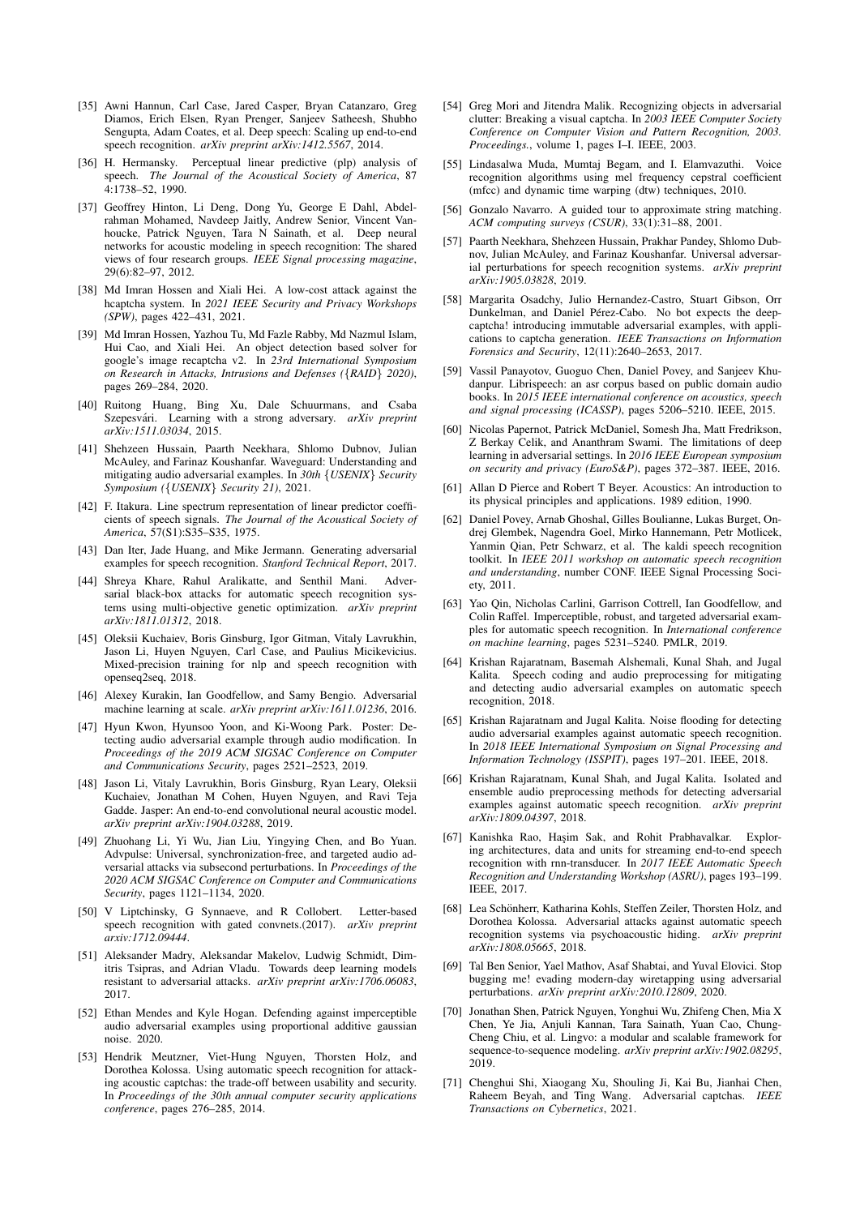[35] Awni Hannun, Carl Case, Jared Casper, Bryan Catanzaro, Greg Diamos, Erich Elsen, Ryan Prenger, Sanjeev Satheesh, Shubho Sengupta, Adam Coates, et al. Deep speech: Scaling up end-to-end speech recognition. *arXiv preprint arXiv:1412.5567*, 2014.

[36] H. Hermansky. Perceptual linear predictive (plp) analysis of speech. *The Journal of the Acoustical Society of America*, 87 4:1738–52, 1990.

[37] Geoffrey Hinton, Li Deng, Dong Yu, George E Dahl, Abdelrahman Mohamed, Navdeep Jaitly, Andrew Senior, Vincent Vanhoucke, Patrick Nguyen, Tara N Sainath, et al. Deep neural networks for acoustic modeling in speech recognition: The shared views of four research groups. *IEEE Signal processing magazine*, 29(6):82–97, 2012.

[38] Md Imran Hossen and Xiali Hei. A low-cost attack against the hcaptcha system. In *2021 IEEE Security and Privacy Workshops (SPW)*, pages 422–431, 2021.

[39] Md Imran Hossen, Yazhou Tu, Md Fazle Rabby, Md Nazmul Islam, Hui Cao, and Xiali Hei. An object detection based solver for google's image recaptcha v2. In *23rd International Symposium on Research in Attacks, Intrusions and Defenses ({RAID} 2020)*, pages 269–284, 2020.

[40] Ruitong Huang, Bing Xu, Dale Schuurmans, and Csaba Szepesvári. Learning with a strong adversary. *arXiv preprint arXiv:1511.03034*, 2015.

[41] Shehzeen Hussain, Paarth Neekhara, Shlomo Dubnov, Julian McAuley, and Farinaz Koushanfar. Waveguard: Understanding and mitigating audio adversarial examples. In *30th {USENIX} Security Symposium ({USENIX} Security 21)*, 2021.

[42] F. Itakura. Line spectrum representation of linear predictor coefficients of speech signals. *The Journal of the Acoustical Society of America*, 57(S1):S35–S35, 1975.

[43] Dan Iter, Jade Huang, and Mike Jermann. Generating adversarial examples for speech recognition. *Stanford Technical Report*, 2017.

[44] Shreya Khare, Rahul Aralikatte, and Senthil Mani. Adversarial black-box attacks for automatic speech recognition systems using multi-objective genetic optimization. *arXiv preprint arXiv:1811.01312*, 2018.

[45] Oleksii Kuchaiev, Boris Ginsburg, Igor Gitman, Vitaly Lavrukhin, Jason Li, Huyen Nguyen, Carl Case, and Paulius Micikevicius. Mixed-precision training for nlp and speech recognition with openseq2seq, 2018.

[46] Alexey Kurakin, Ian Goodfellow, and Samy Bengio. Adversarial machine learning at scale. *arXiv preprint arXiv:1611.01236*, 2016.

[47] Hyun Kwon, Hyunsoo Yoon, and Ki-Woong Park. Poster: Detecting audio adversarial example through audio modification. In *Proceedings of the 2019 ACM SIGSAC Conference on Computer and Communications Security*, pages 2521–2523, 2019.

[48] Jason Li, Vitaly Lavrukhin, Boris Ginsburg, Ryan Leary, Oleksii Kuchaiev, Jonathan M Cohen, Huyen Nguyen, and Ravi Teja Gadde. Jasper: An end-to-end convolutional neural acoustic model. *arXiv preprint arXiv:1904.03288*, 2019.

[49] Zhuohang Li, Yi Wu, Jian Liu, Yingying Chen, and Bo Yuan. Advpulse: Universal, synchronization-free, and targeted audio adversarial attacks via subsecond perturbations. In *Proceedings of the 2020 ACM SIGSAC Conference on Computer and Communications Security*, pages 1121–1134, 2020.

[50] V Liptchinsky, G Synnaeve, and R Collobert. Letter-based speech recognition with gated convnets.(2017). *arXiv preprint arxiv:1712.09444*.

[51] Aleksander Madry, Aleksandar Makelov, Ludwig Schmidt, Dimitris Tsipras, and Adrian Vladu. Towards deep learning models resistant to adversarial attacks. *arXiv preprint arXiv:1706.06083*, 2017.

[52] Ethan Mendes and Kyle Hogan. Defending against imperceptible audio adversarial examples using proportional additive gaussian noise. 2020.

[53] Hendrik Meutzner, Viet-Hung Nguyen, Thorsten Holz, and Dorothea Kolossa. Using automatic speech recognition for attacking acoustic captchas: the trade-off between usability and security. In *Proceedings of the 30th annual computer security applications conference*, pages 276–285, 2014.

[54] Greg Mori and Jitendra Malik. Recognizing objects in adversarial clutter: Breaking a visual captcha. In *2003 IEEE Computer Society Conference on Computer Vision and Pattern Recognition, 2003. Proceedings.*, volume 1, pages I–I. IEEE, 2003.

[55] Lindasalwa Muda, Mumtaj Begam, and I. Elamvazuthi. Voice recognition algorithms using mel frequency cepstral coefficient (mfcc) and dynamic time warping (dtw) techniques, 2010.

[56] Gonzalo Navarro. A guided tour to approximate string matching. *ACM computing surveys (CSUR)*, 33(1):31–88, 2001.

[57] Paarth Neekhara, Shehzeen Hussain, Prakhar Pandey, Shlomo Dubnov, Julian McAuley, and Farinaz Koushanfar. Universal adversarial perturbations for speech recognition systems. *arXiv preprint arXiv:1905.03828*, 2019.

[58] Margarita Osadchy, Julio Hernandez-Castro, Stuart Gibson, Orr Dunkelman, and Daniel Pérez-Cabo. No bot expects the deepcaptcha! introducing immutable adversarial examples, with applications to captcha generation. *IEEE Transactions on Information Forensics and Security*, 12(11):2640–2653, 2017.

[59] Vassil Panayotov, Guoguo Chen, Daniel Povey, and Sanjeev Khudanpur. Librispeech: an asr corpus based on public domain audio books. In *2015 IEEE international conference on acoustics, speech and signal processing (ICASSP)*, pages 5206–5210. IEEE, 2015.

[60] Nicolas Papernot, Patrick McDaniel, Somesh Jha, Matt Fredrikson, Z Berkay Celik, and Ananthram Swami. The limitations of deep learning in adversarial settings. In *2016 IEEE European symposium on security and privacy (EuroS&P)*, pages 372–387. IEEE, 2016.

[61] Allan D Pierce and Robert T Beyer. Acoustics: An introduction to its physical principles and applications. 1989 edition, 1990.

[62] Daniel Povey, Arnab Ghoshal, Gilles Boulianne, Lukas Burget, Ondrej Glembek, Nagendra Goel, Mirko Hannemann, Petr Motlicek, Yanmin Qian, Petr Schwarz, et al. The kaldi speech recognition toolkit. In *IEEE 2011 workshop on automatic speech recognition and understanding*, number CONF. IEEE Signal Processing Society, 2011.

[63] Yao Qin, Nicholas Carlini, Garrison Cottrell, Ian Goodfellow, and Colin Raffel. Imperceptible, robust, and targeted adversarial examples for automatic speech recognition. In *International conference on machine learning*, pages 5231–5240. PMLR, 2019.

[64] Krishan Rajaratnam, Basemah Alshemali, Kunal Shah, and Jugal Kalita. Speech coding and audio preprocessing for mitigating and detecting audio adversarial examples on automatic speech recognition, 2018.

[65] Krishan Rajaratnam and Jugal Kalita. Noise flooding for detecting audio adversarial examples against automatic speech recognition. In *2018 IEEE International Symposium on Signal Processing and Information Technology (ISSPIT)*, pages 197–201. IEEE, 2018.

[66] Krishan Rajaratnam, Kunal Shah, and Jugal Kalita. Isolated and ensemble audio preprocessing methods for detecting adversarial examples against automatic speech recognition. *arXiv preprint arXiv:1809.04397*, 2018.

[67] Kanishka Rao, Haşim Sak, and Rohit Prabhavalkar. Exploring architectures, data and units for streaming end-to-end speech recognition with rnn-transducer. In *2017 IEEE Automatic Speech Recognition and Understanding Workshop (ASRU)*, pages 193–199. IEEE, 2017.

[68] Lea Schönherr, Katharina Kohls, Steffen Zeiler, Thorsten Holz, and Dorothea Kolossa. Adversarial attacks against automatic speech recognition systems via psychoacoustic hiding. *arXiv preprint arXiv:1808.05665*, 2018.

[69] Tal Ben Senior, Yael Mathov, Asaf Shabtai, and Yuval Elovici. Stop bugging me! evading modern-day wiretapping using adversarial perturbations. *arXiv preprint arXiv:2010.12809*, 2020.

[70] Jonathan Shen, Patrick Nguyen, Yonghui Wu, Zhifeng Chen, Mia X Chen, Ye Jia, Anjuli Kannan, Tara Sainath, Yuan Cao, Chung-Cheng Chiu, et al. Lingvo: a modular and scalable framework for sequence-to-sequence modeling. *arXiv preprint arXiv:1902.08295*, 2019.

[71] Chenghui Shi, Xiaogang Xu, Shouling Ji, Kai Bu, Jianhai Chen, Raheem Beyah, and Ting Wang. Adversarial captchas. *IEEE Transactions on Cybernetics*, 2021.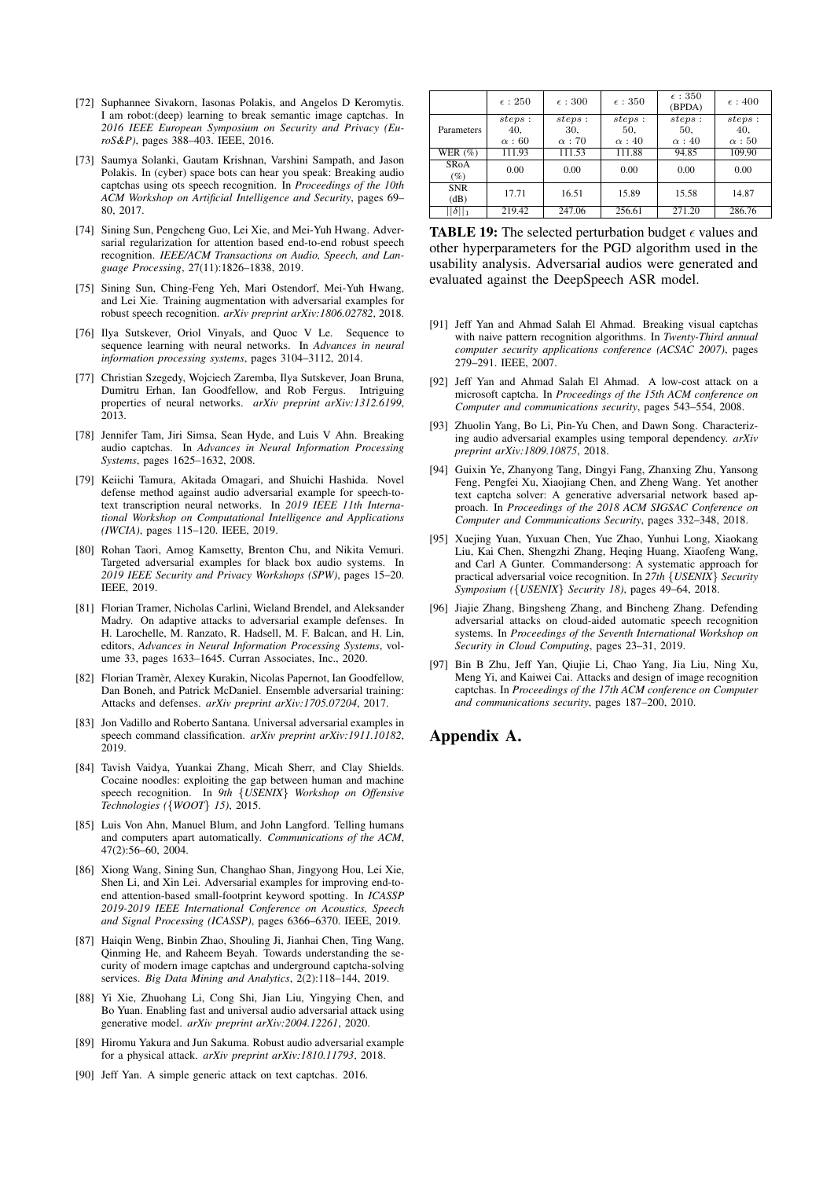[72] Suphannee Sivakorn, Iasonas Polakis, and Angelos D Keromytis. I am robot:(deep) learning to break semantic image captchas. In *2016 IEEE European Symposium on Security and Privacy (EuroS&P)*, pages 388–403. IEEE, 2016.

[73] Saumya Solanki, Gautam Krishnan, Varshini Sampath, and Jason Polakis. In (cyber) space bots can hear you speak: Breaking audio captchas using ots speech recognition. In *Proceedings of the 10th ACM Workshop on Artificial Intelligence and Security*, pages 69–80, 2017.

[74] Sining Sun, Pengcheng Guo, Lei Xie, and Mei-Yuh Hwang. Adversarial regularization for attention based end-to-end robust speech recognition. *IEEE/ACM Transactions on Audio, Speech, and Language Processing*, 27(11):1826–1838, 2019.

[75] Sining Sun, Ching-Feng Yeh, Mari Ostendorf, Mei-Yuh Hwang, and Lei Xie. Training augmentation with adversarial examples for robust speech recognition. *arXiv preprint arXiv:1806.02782*, 2018.

[76] Ilya Sutskever, Oriol Vinyals, and Quoc V Le. Sequence to sequence learning with neural networks. In *Advances in neural information processing systems*, pages 3104–3112, 2014.

[77] Christian Szegedy, Wojciech Zaremba, Ilya Sutskever, Joan Bruna, Dumitru Erhan, Ian Goodfellow, and Rob Fergus. Intriguing properties of neural networks. *arXiv preprint arXiv:1312.6199*, 2013.

[78] Jennifer Tam, Jiri Simsa, Sean Hyde, and Luis V Ahn. Breaking audio captchas. In *Advances in Neural Information Processing Systems*, pages 1625–1632, 2008.

[79] Keiichi Tamura, Akitada Omagari, and Shuichi Hashida. Novel defense method against audio adversarial example for speech-to-text transcription neural networks. In *2019 IEEE 11th International Workshop on Computational Intelligence and Applications (IWCIA)*, pages 115–120. IEEE, 2019.

[80] Rohan Taori, Amog Kamsetty, Brenton Chu, and Nikita Vemuri. Targeted adversarial examples for black box audio systems. In *2019 IEEE Security and Privacy Workshops (SPW)*, pages 15–20. IEEE, 2019.

[81] Florian Tramer, Nicholas Carlini, Wieland Brendel, and Aleksander Madry. On adaptive attacks to adversarial example defenses. In H. Larochelle, M. Ranzato, R. Hadsell, M. F. Balcan, and H. Lin, editors, *Advances in Neural Information Processing Systems*, volume 33, pages 1633–1645. Curran Associates, Inc., 2020.

[82] Florian Tramèr, Alexey Kurakin, Nicolas Papernot, Ian Goodfellow, Dan Boneh, and Patrick McDaniel. Ensemble adversarial training: Attacks and defenses. *arXiv preprint arXiv:1705.07204*, 2017.

[83] Jon Vadillo and Roberto Santana. Universal adversarial examples in speech command classification. *arXiv preprint arXiv:1911.10182*, 2019.

[84] Tavish Vaidya, Yuankai Zhang, Micah Sherr, and Clay Shields. Cocaine noodles: exploiting the gap between human and machine speech recognition. In *9th {USENIX} Workshop on Offensive Technologies ({WOOT} 15)*, 2015.

[85] Luis Von Ahn, Manuel Blum, and John Langford. Telling humans and computers apart automatically. *Communications of the ACM*, 47(2):56–60, 2004.

[86] Xiong Wang, Sining Sun, Changhao Shan, Jingyong Hou, Lei Xie, Shen Li, and Xin Lei. Adversarial examples for improving end-to-end attention-based small-footprint keyword spotting. In *ICASSP 2019-2019 IEEE International Conference on Acoustics, Speech and Signal Processing (ICASSP)*, pages 6366–6370. IEEE, 2019.

[87] Haiqin Weng, Binbin Zhao, Shouling Ji, Jianhai Chen, Ting Wang, Qinming He, and Raheem Beyah. Towards understanding the security of modern image captchas and underground captcha-solving services. *Big Data Mining and Analytics*, 2(2):118–144, 2019.

[88] Yi Xie, Zhuohang Li, Cong Shi, Jian Liu, Yingying Chen, and Bo Yuan. Enabling fast and universal audio adversarial attack using generative model. *arXiv preprint arXiv:2004.12261*, 2020.

[89] Hiromu Yakura and Jun Sakuma. Robust audio adversarial example for a physical attack. *arXiv preprint arXiv:1810.11793*, 2018.

[90] Jeff Yan. A simple generic attack on text captchas. 2016.

| | $\epsilon : 250$ | $\epsilon : 300$ | $\epsilon : 350$ | $\epsilon : 350$ (BPDA) | $\epsilon : 400$ |
|---|---|---|---|---|---|
| Parameters | $steps:$ 40, $\alpha : 60$ | $steps:$ 30, $\alpha : 70$ | $steps:$ 50, $\alpha : 40$ | $steps:$ 50, $\alpha : 40$ | $steps:$ 40, $\alpha : 50$ |
| WER (%) | 111.93 | 111.53 | 111.88 | 94.85 | 109.90 |
| SRoA (%) | 0.00 | 0.00 | 0.00 | 0.00 | 0.00 |
| SNR (dB) | 17.71 | 16.51 | 15.89 | 15.58 | 14.87 |
| $\|\|\delta\|\|_1$ | 219.42 | 247.06 | 256.61 | 271.20 | 286.76 |

**TABLE 19:** The selected perturbation budget $\epsilon$ values and other hyperparameters for the PGD algorithm used in the usability analysis. Adversarial audios were generated and evaluated against the DeepSpeech ASR model.

[91] Jeff Yan and Ahmad Salah El Ahmad. Breaking visual captchas with naive pattern recognition algorithms. In *Twenty-Third annual computer security applications conference (ACSAC 2007)*, pages 279–291. IEEE, 2007.

[92] Jeff Yan and Ahmad Salah El Ahmad. A low-cost attack on a microsoft captcha. In *Proceedings of the 15th ACM conference on Computer and communications security*, pages 543–554, 2008.

[93] Zhuolin Yang, Bo Li, Pin-Yu Chen, and Dawn Song. Characterizing audio adversarial examples using temporal dependency. *arXiv preprint arXiv:1809.10875*, 2018.

[94] Guixin Ye, Zhanyong Tang, Dingyi Fang, Zhanxing Zhu, Yansong Feng, Pengfei Xu, Xiaojiang Chen, and Zheng Wang. Yet another text captcha solver: A generative adversarial network based approach. In *Proceedings of the 2018 ACM SIGSAC Conference on Computer and Communications Security*, pages 332–348, 2018.

[95] Xuejing Yuan, Yuxuan Chen, Yue Zhao, Yunhui Long, Xiaokang Liu, Kai Chen, Shengzhi Zhang, Heqing Huang, Xiaofeng Wang, and Carl A Gunter. Commandersong: A systematic approach for practical adversarial voice recognition. In *27th {USENIX} Security Symposium ({USENIX} Security 18)*, pages 49–64, 2018.

[96] Jiajie Zhang, Bingsheng Zhang, and Bincheng Zhang. Defending adversarial attacks on cloud-aided automatic speech recognition systems. In *Proceedings of the Seventh International Workshop on Security in Cloud Computing*, pages 23–31, 2019.

[97] Bin B Zhu, Jeff Yan, Qiujie Li, Chao Yang, Jia Liu, Ning Xu, Meng Yi, and Kaiwei Cai. Attacks and design of image recognition captchas. In *Proceedings of the 17th ACM conference on Computer and communications security*, pages 187–200, 2010.

# Appendix A.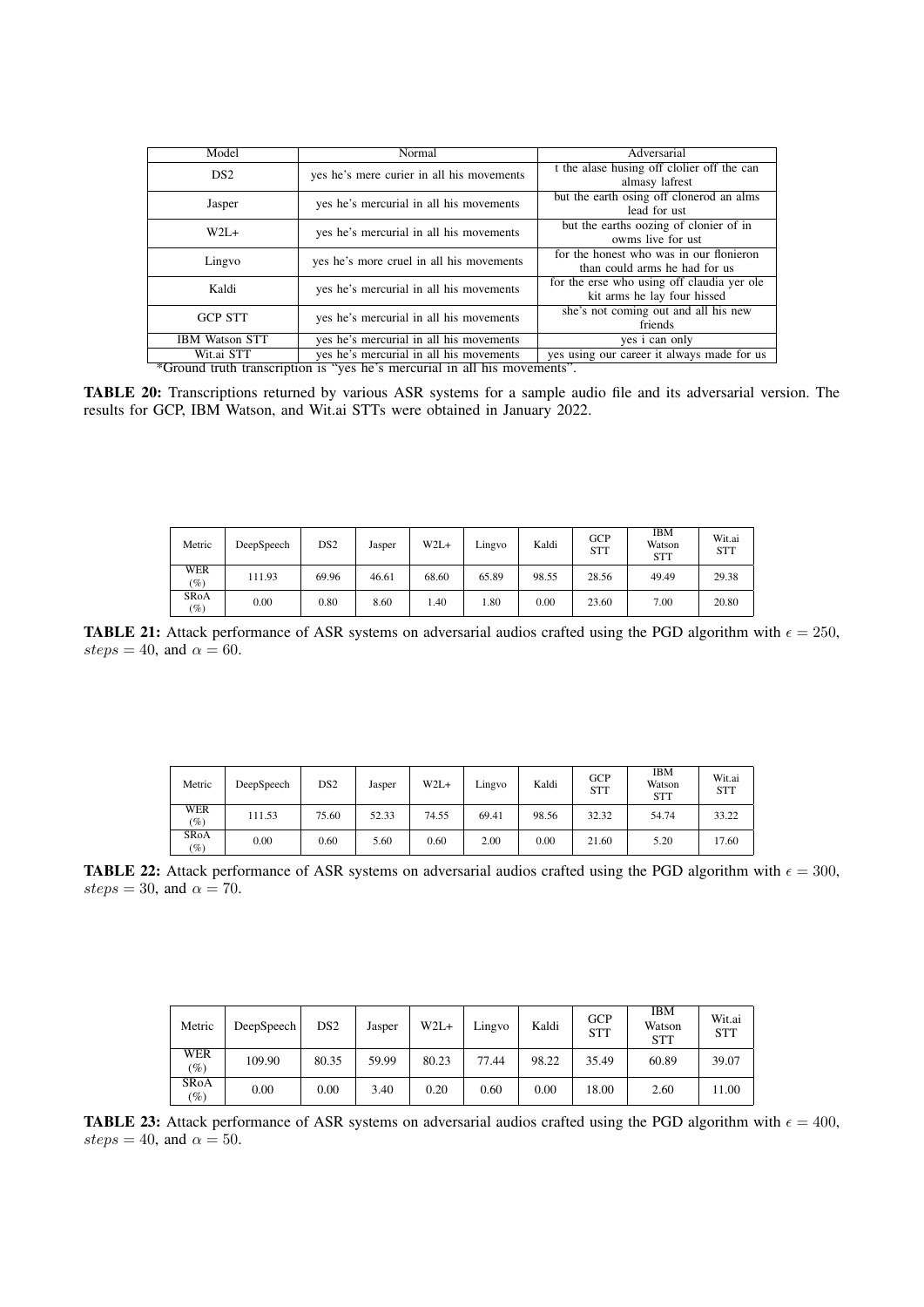| Model | Normal | Adversarial |
|---|---|---|
| DS2 | yes he's mere curier in all his movements | t the alase husing off clolier off the can almasy lafrest |
| Jasper | yes he's mercurial in all his movements | but the earth osing off clonerod an alms lead for ust |
| W2L+ | yes he's mercurial in all his movements | but the earths oozing of clonier of in owms live for ust |
| Lingvo | yes he's more cruel in all his movements | for the honest who was in our flonieron than could arms he had for us |
| Kaldi | yes he's mercurial in all his movements | for the erse who using off claudia yer ole kit arms he lay four hissed |
| GCP STT | yes he's mercurial in all his movements | she's not coming out and all his new friends |
| IBM Watson STT | yes he's mercurial in all his movements | yes i can only |
| Wit.ai STT | yes he's mercurial in all his movements | yes using our career it always made for us |

*Ground truth transcription is "yes he's mercurial in all his movements".

**TABLE 20:** Transcriptions returned by various ASR systems for a sample audio file and its adversarial version. The results for GCP, IBM Watson, and Wit.ai STTs were obtained in January 2022.

| Metric | DeepSpeech | DS2 | Jasper | W2L+ | Lingvo | Kaldi | GCP STT | IBM Watson STT | Wit.ai STT |
|---|---|---|---|---|---|---|---|---|---|
| WER (%) | 111.93 | 69.96 | 46.61 | 68.60 | 65.89 | 98.55 | 28.56 | 49.49 | 29.38 |
| SRoA (%) | 0.00 | 0.80 | 8.60 | 1.40 | 1.80 | 0.00 | 23.60 | 7.00 | 20.80 |

**TABLE 21:** Attack performance of ASR systems on adversarial audios crafted using the PGD algorithm with $\epsilon = 250$, $steps = 40$, and $\alpha = 60$.

| Metric | DeepSpeech | DS2 | Jasper | W2L+ | Lingvo | Kaldi | GCP STT | IBM Watson STT | Wit.ai STT |
|---|---|---|---|---|---|---|---|---|---|
| WER (%) | 111.53 | 75.60 | 52.33 | 74.55 | 69.41 | 98.56 | 32.32 | 54.74 | 33.22 |
| SRoA (%) | 0.00 | 0.60 | 5.60 | 0.60 | 2.00 | 0.00 | 21.60 | 5.20 | 17.60 |

**TABLE 22:** Attack performance of ASR systems on adversarial audios crafted using the PGD algorithm with $\epsilon = 300$, $steps = 30$, and $\alpha = 70$.

| Metric | DeepSpeech | DS2 | Jasper | W2L+ | Lingvo | Kaldi | GCP STT | IBM Watson STT | Wit.ai STT |
|---|---|---|---|---|---|---|---|---|---|
| WER (%) | 109.90 | 80.35 | 59.99 | 80.23 | 77.44 | 98.22 | 35.49 | 60.89 | 39.07 |
| SRoA (%) | 0.00 | 0.00 | 3.40 | 0.20 | 0.60 | 0.00 | 18.00 | 2.60 | 11.00 |

**TABLE 23:** Attack performance of ASR systems on adversarial audios crafted using the PGD algorithm with $\epsilon = 400$, $steps = 40$, and $\alpha = 50$.